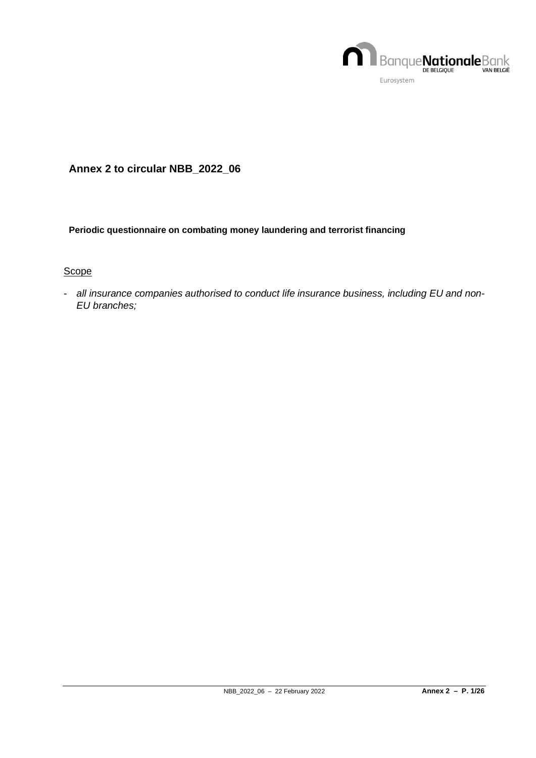## Annex 2 to circular NBB_2022_06

**Periodic questionnaire on combating money laundering and terrorist financing**

Scope

- *all insurance companies authorised to conduct life insurance business, including EU and non-EU branches;*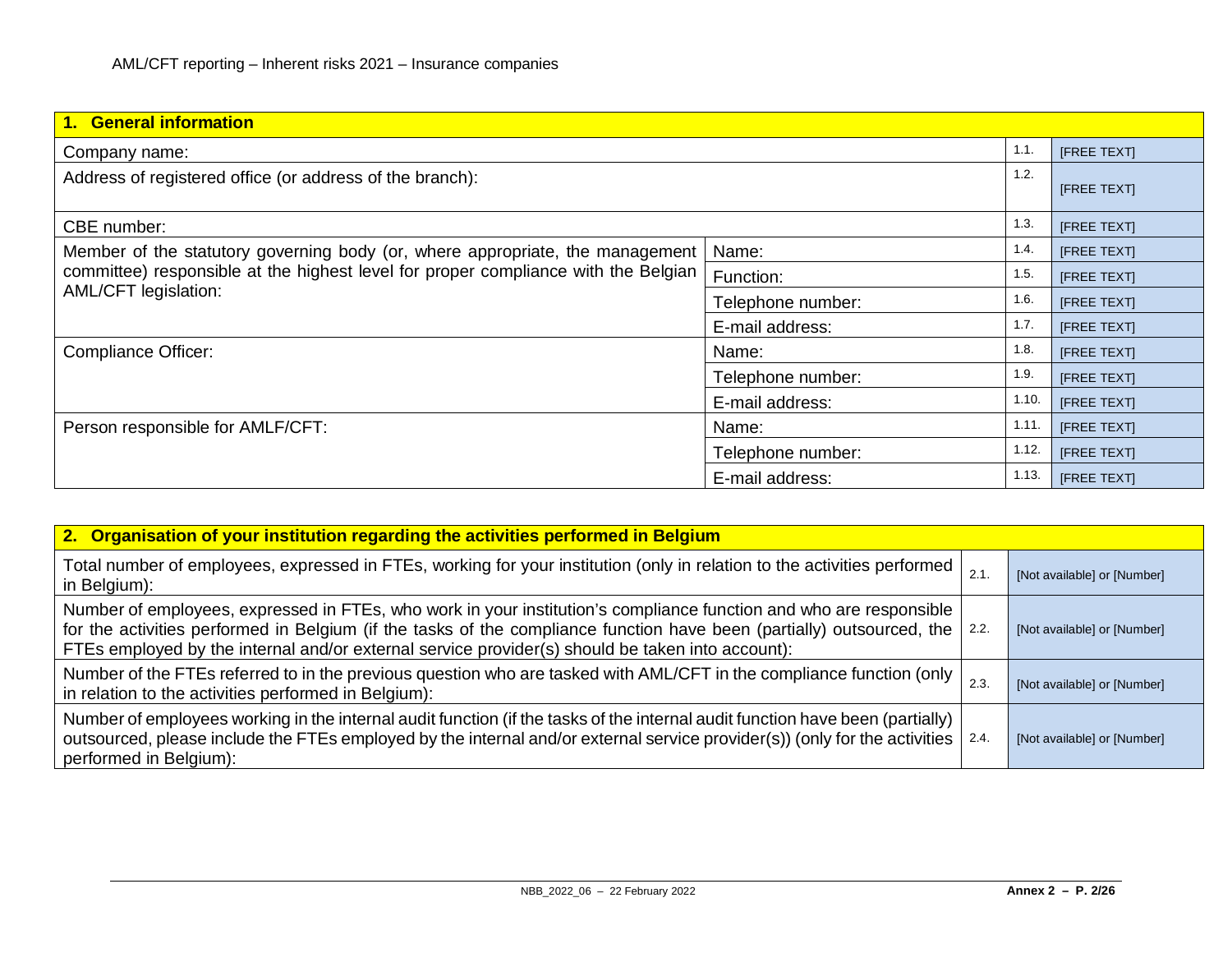AML/CFT reporting – Inherent risks 2021 – Insurance companies

| **1. General information** | | | |
|---|---|---|---|
| Company name: | | 1.1. | [FREE TEXT] |
| Address of registered office (or address of the branch): | | 1.2. | [FREE TEXT] |
| CBE number: | | 1.3. | [FREE TEXT] |
| Member of the statutory governing body (or, where appropriate, the management committee) responsible at the highest level for proper compliance with the Belgian AML/CFT legislation: | Name: | 1.4. | [FREE TEXT] |
| | Function: | 1.5. | [FREE TEXT] |
| | Telephone number: | 1.6. | [FREE TEXT] |
| | E-mail address: | 1.7. | [FREE TEXT] |
| Compliance Officer: | Name: | 1.8. | [FREE TEXT] |
| | Telephone number: | 1.9. | [FREE TEXT] |
| | E-mail address: | 1.10. | [FREE TEXT] |
| Person responsible for AMLF/CFT: | Name: | 1.11. | [FREE TEXT] |
| | Telephone number: | 1.12. | [FREE TEXT] |
| | E-mail address: | 1.13. | [FREE TEXT] |

| **2. Organisation of your institution regarding the activities performed in Belgium** | | |
|---|---|---|
| Total number of employees, expressed in FTEs, working for your institution (only in relation to the activities performed in Belgium): | 2.1. | [Not available] or [Number] |
| Number of employees, expressed in FTEs, who work in your institution's compliance function and who are responsible for the activities performed in Belgium (if the tasks of the compliance function have been (partially) outsourced, the FTEs employed by the internal and/or external service provider(s) should be taken into account): | 2.2. | [Not available] or [Number] |
| Number of the FTEs referred to in the previous question who are tasked with AML/CFT in the compliance function (only in relation to the activities performed in Belgium): | 2.3. | [Not available] or [Number] |
| Number of employees working in the internal audit function (if the tasks of the internal audit function have been (partially) outsourced, please include the FTEs employed by the internal and/or external service provider(s)) (only for the activities performed in Belgium): | 2.4. | [Not available] or [Number] |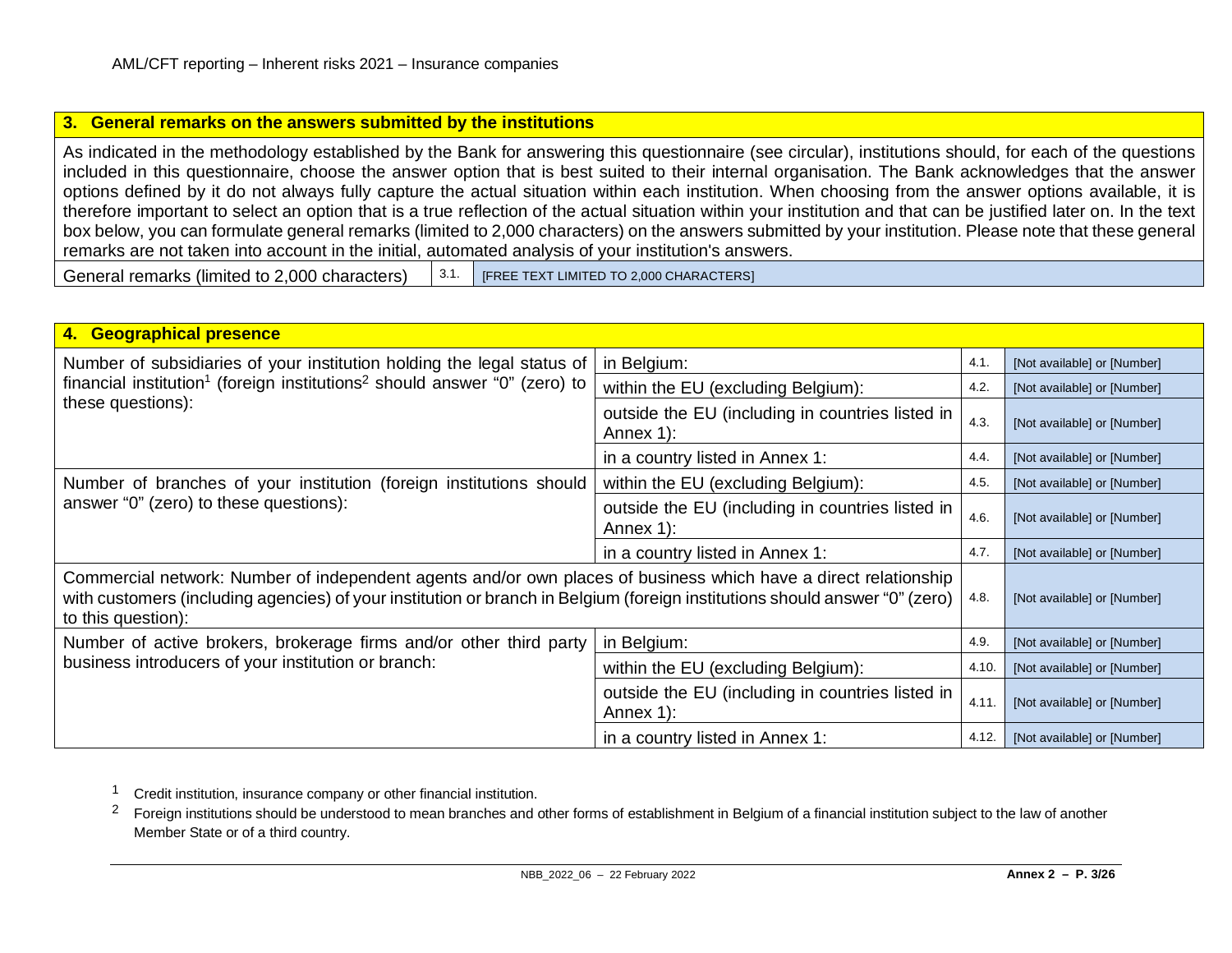## 3. General remarks on the answers submitted by the institutions

As indicated in the methodology established by the Bank for answering this questionnaire (see circular), institutions should, for each of the questions included in this questionnaire, choose the answer option that is best suited to their internal organisation. The Bank acknowledges that the answer options defined by it do not always fully capture the actual situation within each institution. When choosing from the answer options available, it is therefore important to select an option that is a true reflection of the actual situation within your institution and that can be justified later on. In the text box below, you can formulate general remarks (limited to 2,000 characters) on the answers submitted by your institution. Please note that these general remarks are not taken into account in the initial, automated analysis of your institution's answers.

| General remarks (limited to 2,000 characters) | 3.1. | [FREE TEXT LIMITED TO 2,000 CHARACTERS] |
|---|---|---|

## 4. Geographical presence

| Question | | No. | Answer |
|---|---|---|---|
| Number of subsidiaries of your institution holding the legal status of financial institution[1] (foreign institutions[2] should answer "0" (zero) to these questions): | in Belgium: | 4.1. | [Not available] or [Number] |
| | within the EU (excluding Belgium): | 4.2. | [Not available] or [Number] |
| | outside the EU (including in countries listed in Annex 1): | 4.3. | [Not available] or [Number] |
| | in a country listed in Annex 1: | 4.4. | [Not available] or [Number] |
| Number of branches of your institution (foreign institutions should answer "0" (zero) to these questions): | within the EU (excluding Belgium): | 4.5. | [Not available] or [Number] |
| | outside the EU (including in countries listed in Annex 1): | 4.6. | [Not available] or [Number] |
| | in a country listed in Annex 1: | 4.7. | [Not available] or [Number] |
| Commercial network: Number of independent agents and/or own places of business which have a direct relationship with customers (including agencies) of your institution or branch in Belgium (foreign institutions should answer "0" (zero) to this question): | | 4.8. | [Not available] or [Number] |
| Number of active brokers, brokerage firms and/or other third party business introducers of your institution or branch: | in Belgium: | 4.9. | [Not available] or [Number] |
| | within the EU (excluding Belgium): | 4.10. | [Not available] or [Number] |
| | outside the EU (including in countries listed in Annex 1): | 4.11. | [Not available] or [Number] |
| | in a country listed in Annex 1: | 4.12. | [Not available] or [Number] |

[1] Credit institution, insurance company or other financial institution.

[2] Foreign institutions should be understood to mean branches and other forms of establishment in Belgium of a financial institution subject to the law of another Member State or of a third country.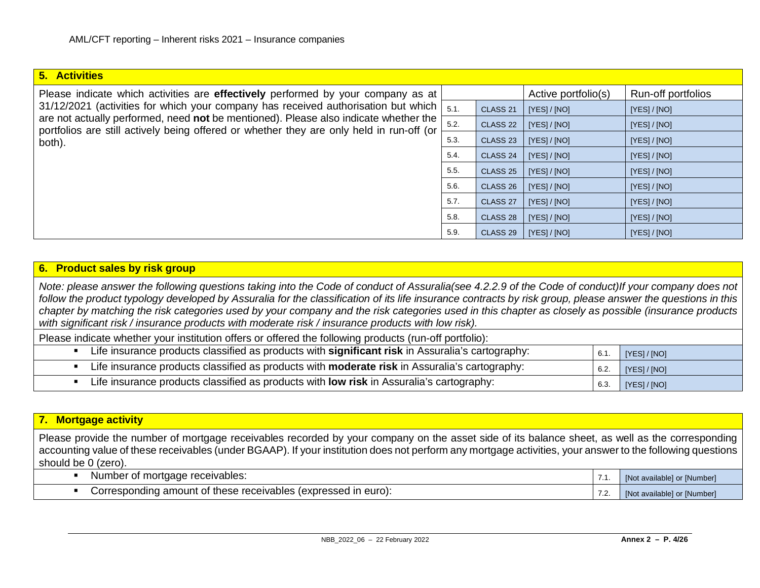## 5. Activities

Please indicate which activities are **effectively** performed by your company as at 31/12/2021 (activities for which your company has received authorisation but which are not actually performed, need **not** be mentioned). Please also indicate whether the portfolios are still actively being offered or whether they are only held in run-off (or both).

| | | Active portfolio(s) | Run-off portfolios |
|---|---|---|---|
| 5.1. | CLASS 21 | [YES] / [NO] | [YES] / [NO] |
| 5.2. | CLASS 22 | [YES] / [NO] | [YES] / [NO] |
| 5.3. | CLASS 23 | [YES] / [NO] | [YES] / [NO] |
| 5.4. | CLASS 24 | [YES] / [NO] | [YES] / [NO] |
| 5.5. | CLASS 25 | [YES] / [NO] | [YES] / [NO] |
| 5.6. | CLASS 26 | [YES] / [NO] | [YES] / [NO] |
| 5.7. | CLASS 27 | [YES] / [NO] | [YES] / [NO] |
| 5.8. | CLASS 28 | [YES] / [NO] | [YES] / [NO] |
| 5.9. | CLASS 29 | [YES] / [NO] | [YES] / [NO] |

## 6. Product sales by risk group

*Note: please answer the following questions taking into the Code of conduct of Assuralia(see 4.2.2.9 of the Code of conduct)If your company does not follow the product typology developed by Assuralia for the classification of its life insurance contracts by risk group, please answer the questions in this chapter by matching the risk categories used by your company and the risk categories used in this chapter as closely as possible (insurance products with significant risk / insurance products with moderate risk / insurance products with low risk).*

Please indicate whether your institution offers or offered the following products (run-off portfolio):

| | | |
|---|---|---|
| ▪ Life insurance products classified as products with **significant risk** in Assuralia's cartography: | 6.1. | [YES] / [NO] |
| ▪ Life insurance products classified as products with **moderate risk** in Assuralia's cartography: | 6.2. | [YES] / [NO] |
| ▪ Life insurance products classified as products with **low risk** in Assuralia's cartography: | 6.3. | [YES] / [NO] |

## 7. Mortgage activity

Please provide the number of mortgage receivables recorded by your company on the asset side of its balance sheet, as well as the corresponding accounting value of these receivables (under BGAAP). If your institution does not perform any mortgage activities, your answer to the following questions should be 0 (zero).

| | | |
|---|---|---|
| ▪ Number of mortgage receivables: | 7.1. | [Not available] or [Number] |
| ▪ Corresponding amount of these receivables (expressed in euro): | 7.2. | [Not available] or [Number] |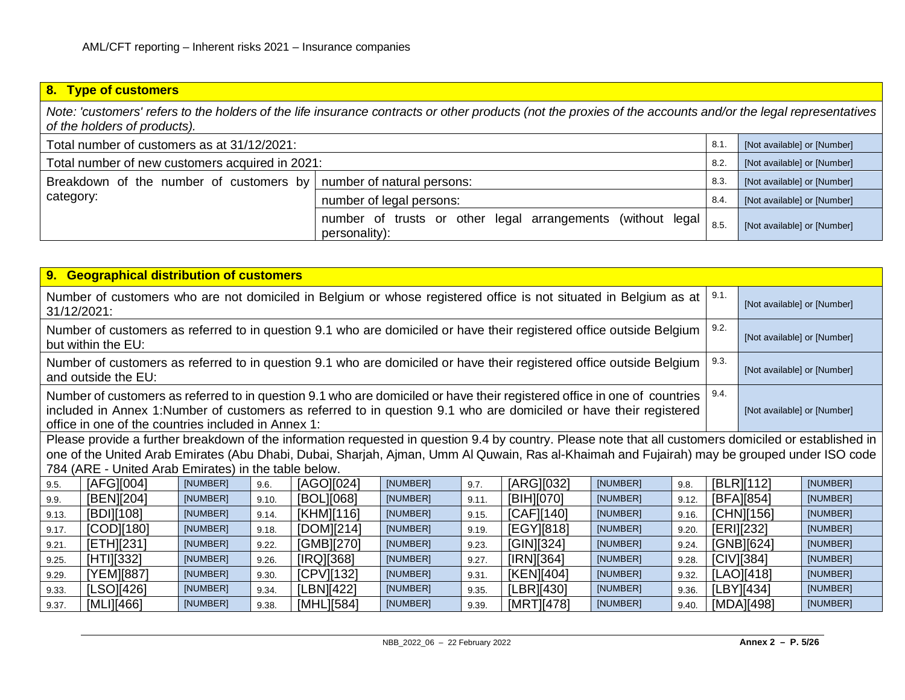## 8. Type of customers

| *Note: 'customers' refers to the holders of the life insurance contracts or other products (not the proxies of the accounts and/or the legal representatives of the holders of products).* | | | |
|---|---|---|---|
| Total number of customers as at 31/12/2021: | | 8.1. | [Not available] or [Number] |
| Total number of new customers acquired in 2021: | | 8.2. | [Not available] or [Number] |
| Breakdown of the number of customers by category: | number of natural persons: | 8.3. | [Not available] or [Number] |
| | number of legal persons: | 8.4. | [Not available] or [Number] |
| | number of trusts or other legal arrangements (without legal personality): | 8.5. | [Not available] or [Number] |

## 9. Geographical distribution of customers

| | | |
|---|---|---|
| Number of customers who are not domiciled in Belgium or whose registered office is not situated in Belgium as at 31/12/2021: | 9.1. | [Not available] or [Number] |
| Number of customers as referred to in question 9.1 who are domiciled or have their registered office outside Belgium but within the EU: | 9.2. | [Not available] or [Number] |
| Number of customers as referred to in question 9.1 who are domiciled or have their registered office outside Belgium and outside the EU: | 9.3. | [Not available] or [Number] |
| Number of customers as referred to in question 9.1 who are domiciled or have their registered office in one of countries included in Annex 1:Number of customers as referred to in question 9.1 who are domiciled or have their registered office in one of the countries included in Annex 1: | 9.4. | [Not available] or [Number] |

Please provide a further breakdown of the information requested in question 9.4 by country. Please note that all customers domiciled or established in one of the United Arab Emirates (Abu Dhabi, Dubai, Sharjah, Ajman, Umm Al Quwain, Ras al-Khaimah and Fujairah) may be grouped under ISO code 784 (ARE - United Arab Emirates) in the table below.

| | | | | | | | | | | | |
|---|---|---|---|---|---|---|---|---|---|---|---|
| 9.5. | [AFG][004] | [NUMBER] | 9.6. | [AGO][024] | [NUMBER] | 9.7. | [ARG][032] | [NUMBER] | 9.8. | [BLR][112] | [NUMBER] |
| 9.9. | [BEN][204] | [NUMBER] | 9.10. | [BOL][068] | [NUMBER] | 9.11. | [BIH][070] | [NUMBER] | 9.12. | [BFA][854] | [NUMBER] |
| 9.13. | [BDI][108] | [NUMBER] | 9.14. | [KHM][116] | [NUMBER] | 9.15. | [CAF][140] | [NUMBER] | 9.16. | [CHN][156] | [NUMBER] |
| 9.17. | [COD][180] | [NUMBER] | 9.18. | [DOM][214] | [NUMBER] | 9.19. | [EGY][818] | [NUMBER] | 9.20. | [ERI][232] | [NUMBER] |
| 9.21. | [ETH][231] | [NUMBER] | 9.22. | [GMB][270] | [NUMBER] | 9.23. | [GIN][324] | [NUMBER] | 9.24. | [GNB][624] | [NUMBER] |
| 9.25. | [HTI][332] | [NUMBER] | 9.26. | [IRQ][368] | [NUMBER] | 9.27. | [IRN][364] | [NUMBER] | 9.28. | [CIV][384] | [NUMBER] |
| 9.29. | [YEM][887] | [NUMBER] | 9.30. | [CPV][132] | [NUMBER] | 9.31. | [KEN][404] | [NUMBER] | 9.32. | [LAO][418] | [NUMBER] |
| 9.33. | [LSO][426] | [NUMBER] | 9.34. | [LBN][422] | [NUMBER] | 9.35. | [LBR][430] | [NUMBER] | 9.36. | [LBY][434] | [NUMBER] |
| 9.37. | [MLI][466] | [NUMBER] | 9.38. | [MHL][584] | [NUMBER] | 9.39. | [MRT][478] | [NUMBER] | 9.40. | [MDA][498] | [NUMBER] |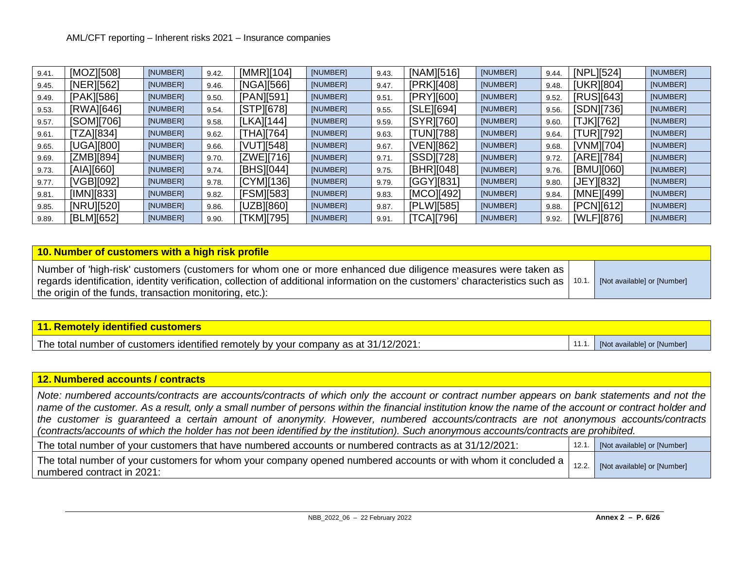| | | | | | | | | | | | |
|---|---|---|---|---|---|---|---|---|---|---|---|
| 9.41. | [MOZ][508] | [NUMBER] | 9.42. | [MMR][104] | [NUMBER] | 9.43. | [NAM][516] | [NUMBER] | 9.44. | [NPL][524] | [NUMBER] |
| 9.45. | [NER][562] | [NUMBER] | 9.46. | [NGA][566] | [NUMBER] | 9.47. | [PRK][408] | [NUMBER] | 9.48. | [UKR][804] | [NUMBER] |
| 9.49. | [PAK][586] | [NUMBER] | 9.50. | [PAN][591] | [NUMBER] | 9.51. | [PRY][600] | [NUMBER] | 9.52. | [RUS][643] | [NUMBER] |
| 9.53. | [RWA][646] | [NUMBER] | 9.54. | [STP][678] | [NUMBER] | 9.55. | [SLE][694] | [NUMBER] | 9.56. | [SDN][736] | [NUMBER] |
| 9.57. | [SOM][706] | [NUMBER] | 9.58. | [LKA][144] | [NUMBER] | 9.59. | [SYR][760] | [NUMBER] | 9.60. | [TJK][762] | [NUMBER] |
| 9.61. | [TZA][834] | [NUMBER] | 9.62. | [THA][764] | [NUMBER] | 9.63. | [TUN][788] | [NUMBER] | 9.64. | [TUR][792] | [NUMBER] |
| 9.65. | [UGA][800] | [NUMBER] | 9.66. | [VUT][548] | [NUMBER] | 9.67. | [VEN][862] | [NUMBER] | 9.68. | [VNM][704] | [NUMBER] |
| 9.69. | [ZMB][894] | [NUMBER] | 9.70. | [ZWE][716] | [NUMBER] | 9.71. | [SSD][728] | [NUMBER] | 9.72. | [ARE][784] | [NUMBER] |
| 9.73. | [AIA][660] | [NUMBER] | 9.74. | [BHS][044] | [NUMBER] | 9.75. | [BHR][048] | [NUMBER] | 9.76. | [BMU][060] | [NUMBER] |
| 9.77. | [VGB][092] | [NUMBER] | 9.78. | [CYM][136] | [NUMBER] | 9.79. | [GGY][831] | [NUMBER] | 9.80. | [JEY][832] | [NUMBER] |
| 9.81. | [IMN][833] | [NUMBER] | 9.82. | [FSM][583] | [NUMBER] | 9.83. | [MCO][492] | [NUMBER] | 9.84. | [MNE][499] | [NUMBER] |
| 9.85. | [NRU][520] | [NUMBER] | 9.86. | [UZB][860] | [NUMBER] | 9.87. | [PLW][585] | [NUMBER] | 9.88. | [PCN][612] | [NUMBER] |
| 9.89. | [BLM][652] | [NUMBER] | 9.90. | [TKM][795] | [NUMBER] | 9.91. | [TCA][796] | [NUMBER] | 9.92. | [WLF][876] | [NUMBER] |

## 10. Number of customers with a high risk profile

| | | |
|---|---|---|
| Number of 'high-risk' customers (customers for whom one or more enhanced due diligence measures were taken as regards identification, identity verification, collection of additional information on the customers' characteristics such as the origin of the funds, transaction monitoring, etc.): | 10.1. | [Not available] or [Number] |

## 11. Remotely identified customers

| | | |
|---|---|---|
| The total number of customers identified remotely by your company as at 31/12/2021: | 11.1. | [Not available] or [Number] |

## 12. Numbered accounts / contracts

*Note: numbered accounts/contracts are accounts/contracts of which only the account or contract number appears on bank statements and not the name of the customer. As a result, only a small number of persons within the financial institution know the name of the account or contract holder and the customer is guaranteed a certain amount of anonymity. However, numbered accounts/contracts are not anonymous accounts/contracts (contracts/accounts of which the holder has not been identified by the institution). Such anonymous accounts/contracts are prohibited.*

| | | |
|---|---|---|
| The total number of your customers that have numbered accounts or numbered contracts as at 31/12/2021: | 12.1. | [Not available] or [Number] |
| The total number of your customers for whom your company opened numbered accounts or with whom it concluded a numbered contract in 2021: | 12.2. | [Not available] or [Number] |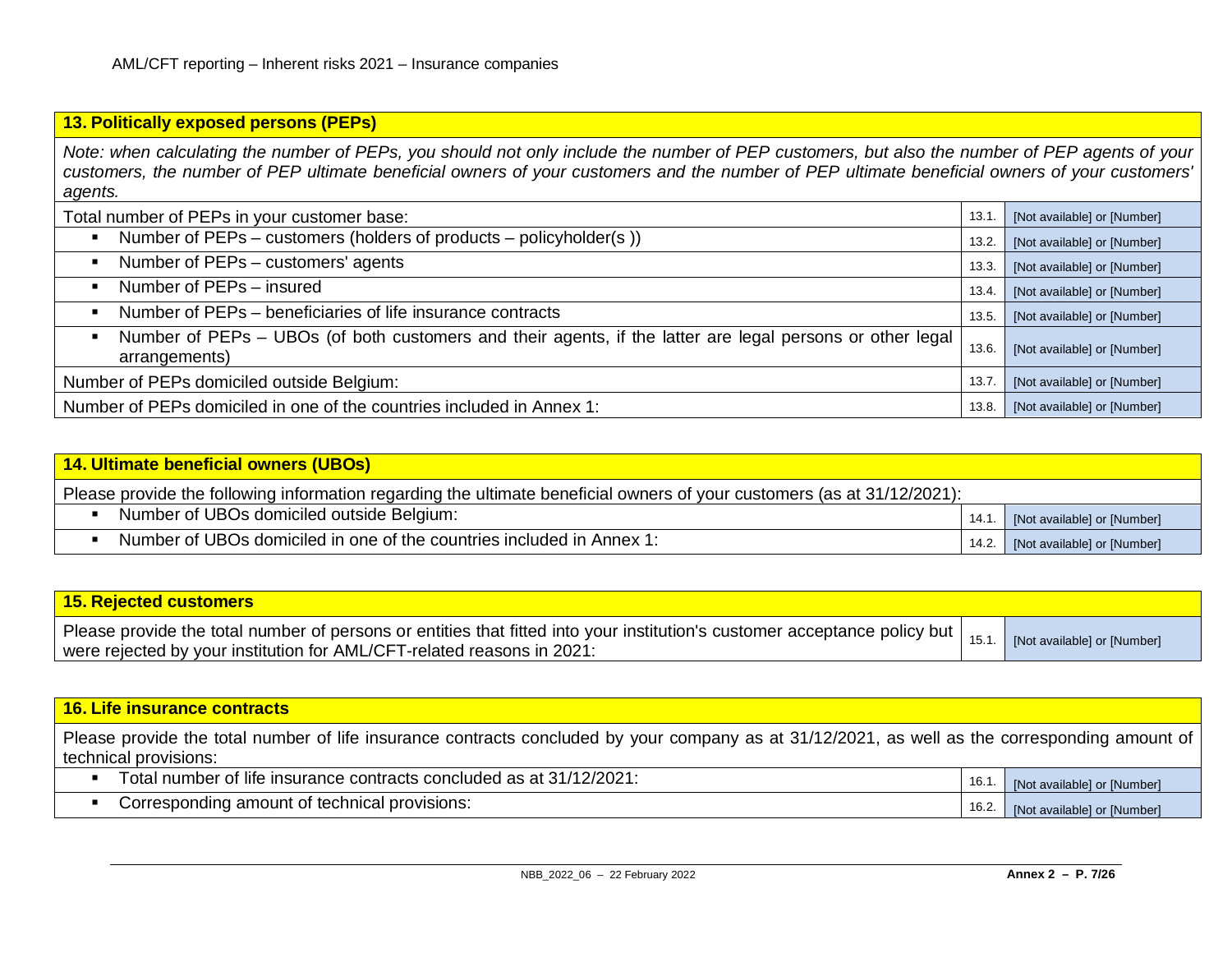## 13. Politically exposed persons (PEPs)

*Note: when calculating the number of PEPs, you should not only include the number of PEP customers, but also the number of PEP agents of your customers, the number of PEP ultimate beneficial owners of your customers and the number of PEP ultimate beneficial owners of your customers' agents.*

| Item | Code | Value |
|---|---|---|
| Total number of PEPs in your customer base: | 13.1. | [Not available] or [Number] |
| ▪ Number of PEPs – customers (holders of products – policyholder(s )) | 13.2. | [Not available] or [Number] |
| ▪ Number of PEPs – customers' agents | 13.3. | [Not available] or [Number] |
| ▪ Number of PEPs – insured | 13.4. | [Not available] or [Number] |
| ▪ Number of PEPs – beneficiaries of life insurance contracts | 13.5. | [Not available] or [Number] |
| ▪ Number of PEPs – UBOs (of both customers and their agents, if the latter are legal persons or other legal arrangements) | 13.6. | [Not available] or [Number] |
| Number of PEPs domiciled outside Belgium: | 13.7. | [Not available] or [Number] |
| Number of PEPs domiciled in one of the countries included in Annex 1: | 13.8. | [Not available] or [Number] |

## 14. Ultimate beneficial owners (UBOs)

Please provide the following information regarding the ultimate beneficial owners of your customers (as at 31/12/2021):

| Item | Code | Value |
|---|---|---|
| ▪ Number of UBOs domiciled outside Belgium: | 14.1. | [Not available] or [Number] |
| ▪ Number of UBOs domiciled in one of the countries included in Annex 1: | 14.2. | [Not available] or [Number] |

## 15. Rejected customers

| Item | Code | Value |
|---|---|---|
| Please provide the total number of persons or entities that fitted into your institution's customer acceptance policy but were rejected by your institution for AML/CFT-related reasons in 2021: | 15.1. | [Not available] or [Number] |

## 16. Life insurance contracts

Please provide the total number of life insurance contracts concluded by your company as at 31/12/2021, as well as the corresponding amount of technical provisions:

| Item | Code | Value |
|---|---|---|
| ▪ Total number of life insurance contracts concluded as at 31/12/2021: | 16.1. | [Not available] or [Number] |
| ▪ Corresponding amount of technical provisions: | 16.2. | [Not available] or [Number] |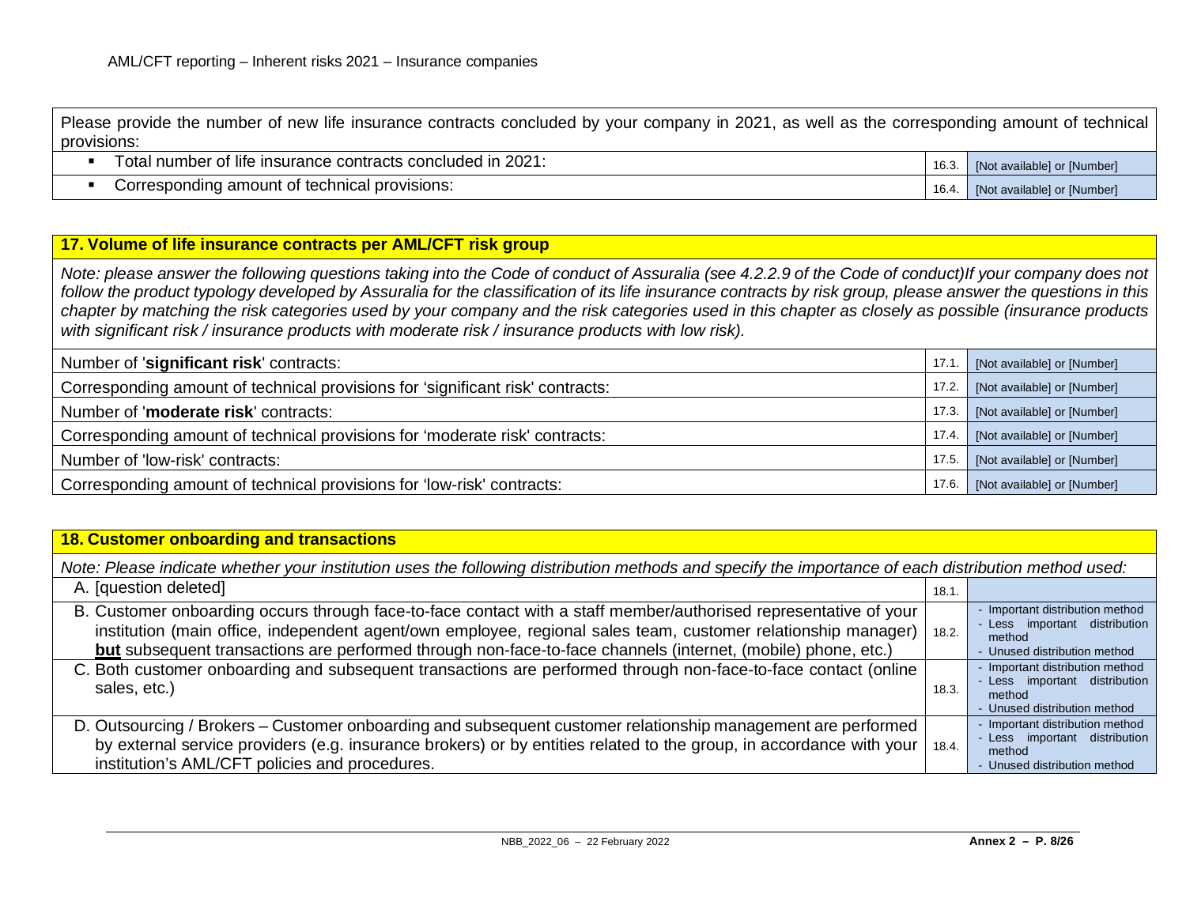| Please provide the number of new life insurance contracts concluded by your company in 2021, as well as the corresponding amount of technical provisions: | | |
|---|---|---|
| ▪ Total number of life insurance contracts concluded in 2021: | 16.3. | [Not available] or [Number] |
| ▪ Corresponding amount of technical provisions: | 16.4. | [Not available] or [Number] |

## 17. Volume of life insurance contracts per AML/CFT risk group

*Note: please answer the following questions taking into the Code of conduct of Assuralia (see 4.2.2.9 of the Code of conduct)If your company does not follow the product typology developed by Assuralia for the classification of its life insurance contracts by risk group, please answer the questions in this chapter by matching the risk categories used by your company and the risk categories used in this chapter as closely as possible (insurance products with significant risk / insurance products with moderate risk / insurance products with low risk).*

| | | |
|---|---|---|
| Number of '**significant risk**' contracts: | 17.1. | [Not available] or [Number] |
| Corresponding amount of technical provisions for 'significant risk' contracts: | 17.2. | [Not available] or [Number] |
| Number of '**moderate risk**' contracts: | 17.3. | [Not available] or [Number] |
| Corresponding amount of technical provisions for 'moderate risk' contracts: | 17.4. | [Not available] or [Number] |
| Number of 'low-risk' contracts: | 17.5. | [Not available] or [Number] |
| Corresponding amount of technical provisions for 'low-risk' contracts: | 17.6. | [Not available] or [Number] |

## 18. Customer onboarding and transactions

*Note: Please indicate whether your institution uses the following distribution methods and specify the importance of each distribution method used:*

| | | |
|---|---|---|
| A. [question deleted] | 18.1. | |
| B. Customer onboarding occurs through face-to-face contact with a staff member/authorised representative of your institution (main office, independent agent/own employee, regional sales team, customer relationship manager) **but** subsequent transactions are performed through non-face-to-face channels (internet, (mobile) phone, etc.) | 18.2. | - Important distribution method<br>- Less important distribution method<br>- Unused distribution method |
| C. Both customer onboarding and subsequent transactions are performed through non-face-to-face contact (online sales, etc.) | 18.3. | - Important distribution method<br>- Less important distribution method<br>- Unused distribution method |
| D. Outsourcing / Brokers – Customer onboarding and subsequent customer relationship management are performed by external service providers (e.g. insurance brokers) or by entities related to the group, in accordance with your institution's AML/CFT policies and procedures. | 18.4. | - Important distribution method<br>- Less important distribution method<br>- Unused distribution method |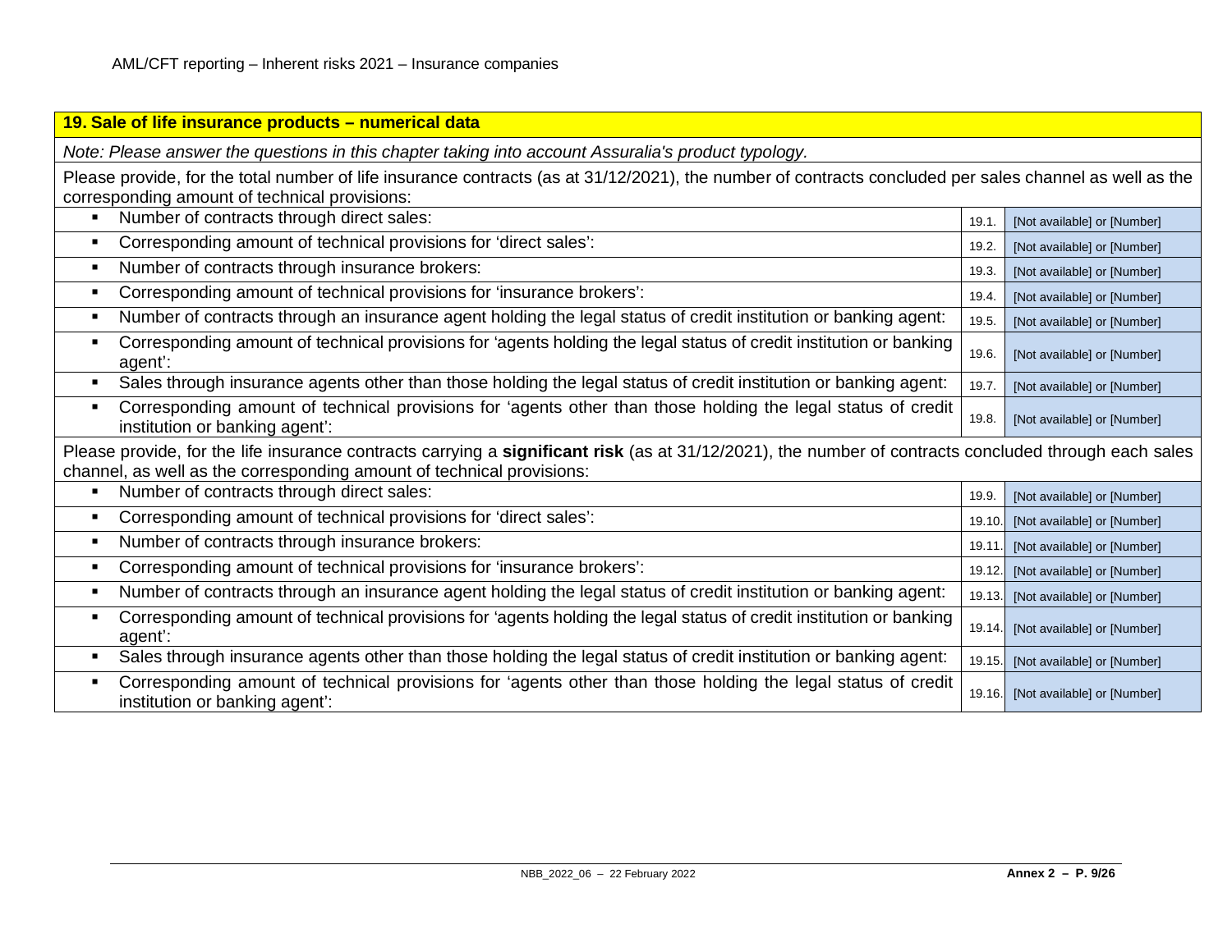## 19. Sale of life insurance products – numerical data

*Note: Please answer the questions in this chapter taking into account Assuralia's product typology.*

Please provide, for the total number of life insurance contracts (as at 31/12/2021), the number of contracts concluded per sales channel as well as the corresponding amount of technical provisions:

| Item | Code | Answer |
|---|---|---|
| ▪ Number of contracts through direct sales: | 19.1. | [Not available] or [Number] |
| ▪ Corresponding amount of technical provisions for 'direct sales': | 19.2. | [Not available] or [Number] |
| ▪ Number of contracts through insurance brokers: | 19.3. | [Not available] or [Number] |
| ▪ Corresponding amount of technical provisions for 'insurance brokers': | 19.4. | [Not available] or [Number] |
| ▪ Number of contracts through an insurance agent holding the legal status of credit institution or banking agent: | 19.5. | [Not available] or [Number] |
| ▪ Corresponding amount of technical provisions for 'agents holding the legal status of credit institution or banking agent': | 19.6. | [Not available] or [Number] |
| ▪ Sales through insurance agents other than those holding the legal status of credit institution or banking agent: | 19.7. | [Not available] or [Number] |
| ▪ Corresponding amount of technical provisions for 'agents other than those holding the legal status of credit institution or banking agent': | 19.8. | [Not available] or [Number] |

Please provide, for the life insurance contracts carrying a **significant risk** (as at 31/12/2021), the number of contracts concluded through each sales channel, as well as the corresponding amount of technical provisions:

| Item | Code | Answer |
|---|---|---|
| ▪ Number of contracts through direct sales: | 19.9. | [Not available] or [Number] |
| ▪ Corresponding amount of technical provisions for 'direct sales': | 19.10. | [Not available] or [Number] |
| ▪ Number of contracts through insurance brokers: | 19.11. | [Not available] or [Number] |
| ▪ Corresponding amount of technical provisions for 'insurance brokers': | 19.12. | [Not available] or [Number] |
| ▪ Number of contracts through an insurance agent holding the legal status of credit institution or banking agent: | 19.13. | [Not available] or [Number] |
| ▪ Corresponding amount of technical provisions for 'agents holding the legal status of credit institution or banking agent': | 19.14. | [Not available] or [Number] |
| ▪ Sales through insurance agents other than those holding the legal status of credit institution or banking agent: | 19.15. | [Not available] or [Number] |
| ▪ Corresponding amount of technical provisions for 'agents other than those holding the legal status of credit institution or banking agent': | 19.16. | [Not available] or [Number] |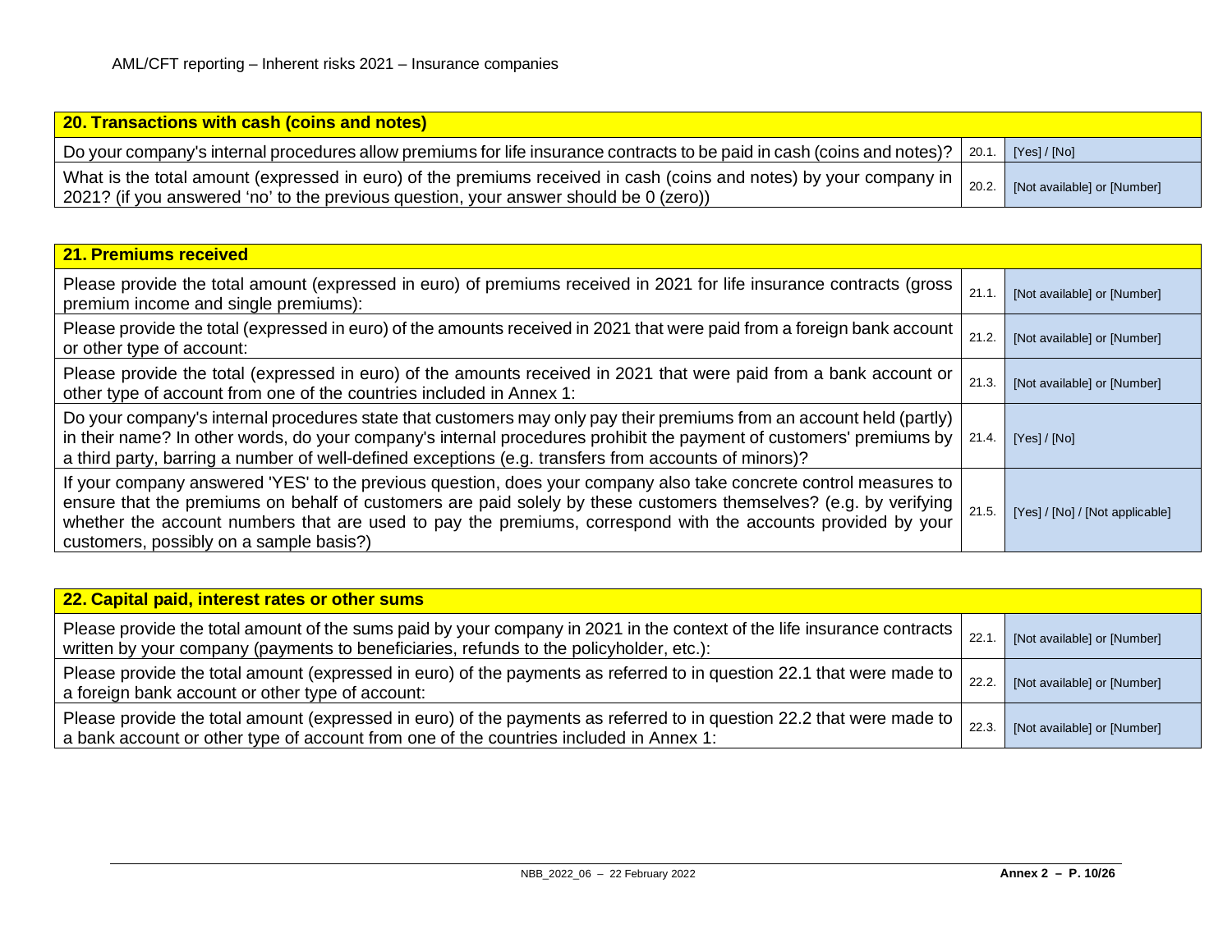| 20. Transactions with cash (coins and notes) | | |
|---|---|---|
| Do your company's internal procedures allow premiums for life insurance contracts to be paid in cash (coins and notes)? | 20.1. | [Yes] / [No] |
| What is the total amount (expressed in euro) of the premiums received in cash (coins and notes) by your company in 2021? (if you answered 'no' to the previous question, your answer should be 0 (zero)) | 20.2. | [Not available] or [Number] |

| 21. Premiums received | | |
|---|---|---|
| Please provide the total amount (expressed in euro) of premiums received in 2021 for life insurance contracts (gross premium income and single premiums): | 21.1. | [Not available] or [Number] |
| Please provide the total (expressed in euro) of the amounts received in 2021 that were paid from a foreign bank account or other type of account: | 21.2. | [Not available] or [Number] |
| Please provide the total (expressed in euro) of the amounts received in 2021 that were paid from a bank account or other type of account from one of the countries included in Annex 1: | 21.3. | [Not available] or [Number] |
| Do your company's internal procedures state that customers may only pay their premiums from an account held (partly) in their name? In other words, do your company's internal procedures prohibit the payment of customers' premiums by a third party, barring a number of well-defined exceptions (e.g. transfers from accounts of minors)? | 21.4. | [Yes] / [No] |
| If your company answered 'YES' to the previous question, does your company also take concrete control measures to ensure that the premiums on behalf of customers are paid solely by these customers themselves? (e.g. by verifying whether the account numbers that are used to pay the premiums, correspond with the accounts provided by your customers, possibly on a sample basis?) | 21.5. | [Yes] / [No] / [Not applicable] |

| 22. Capital paid, interest rates or other sums | | |
|---|---|---|
| Please provide the total amount of the sums paid by your company in 2021 in the context of the life insurance contracts written by your company (payments to beneficiaries, refunds to the policyholder, etc.): | 22.1. | [Not available] or [Number] |
| Please provide the total amount (expressed in euro) of the payments as referred to in question 22.1 that were made to a foreign bank account or other type of account: | 22.2. | [Not available] or [Number] |
| Please provide the total amount (expressed in euro) of the payments as referred to in question 22.2 that were made to a bank account or other type of account from one of the countries included in Annex 1: | 22.3. | [Not available] or [Number] |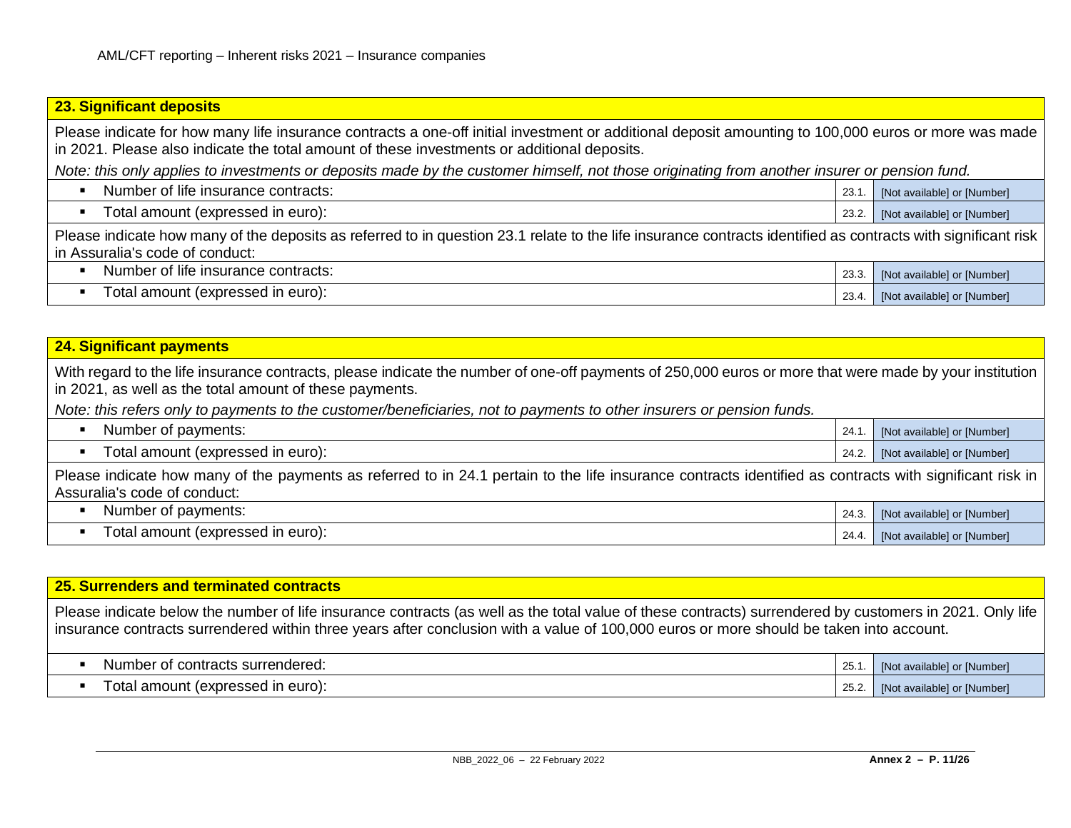## 23. Significant deposits

Please indicate for how many life insurance contracts a one-off initial investment or additional deposit amounting to 100,000 euros or more was made in 2021. Please also indicate the total amount of these investments or additional deposits.

*Note: this only applies to investments or deposits made by the customer himself, not those originating from another insurer or pension fund.*

| | | |
|---|---|---|
| ▪ Number of life insurance contracts: | 23.1. | [Not available] or [Number] |
| ▪ Total amount (expressed in euro): | 23.2. | [Not available] or [Number] |

Please indicate how many of the deposits as referred to in question 23.1 relate to the life insurance contracts identified as contracts with significant risk in Assuralia's code of conduct:

| | | |
|---|---|---|
| ▪ Number of life insurance contracts: | 23.3. | [Not available] or [Number] |
| ▪ Total amount (expressed in euro): | 23.4. | [Not available] or [Number] |

## 24. Significant payments

With regard to the life insurance contracts, please indicate the number of one-off payments of 250,000 euros or more that were made by your institution in 2021, as well as the total amount of these payments.

*Note: this refers only to payments to the customer/beneficiaries, not to payments to other insurers or pension funds.*

| | | |
|---|---|---|
| ▪ Number of payments: | 24.1. | [Not available] or [Number] |
| ▪ Total amount (expressed in euro): | 24.2. | [Not available] or [Number] |

Please indicate how many of the payments as referred to in 24.1 pertain to the life insurance contracts identified as contracts with significant risk in Assuralia's code of conduct:

| | | |
|---|---|---|
| ▪ Number of payments: | 24.3. | [Not available] or [Number] |
| ▪ Total amount (expressed in euro): | 24.4. | [Not available] or [Number] |

## 25. Surrenders and terminated contracts

Please indicate below the number of life insurance contracts (as well as the total value of these contracts) surrendered by customers in 2021. Only life insurance contracts surrendered within three years after conclusion with a value of 100,000 euros or more should be taken into account.

| | | |
|---|---|---|
| ▪ Number of contracts surrendered: | 25.1. | [Not available] or [Number] |
| ▪ Total amount (expressed in euro): | 25.2. | [Not available] or [Number] |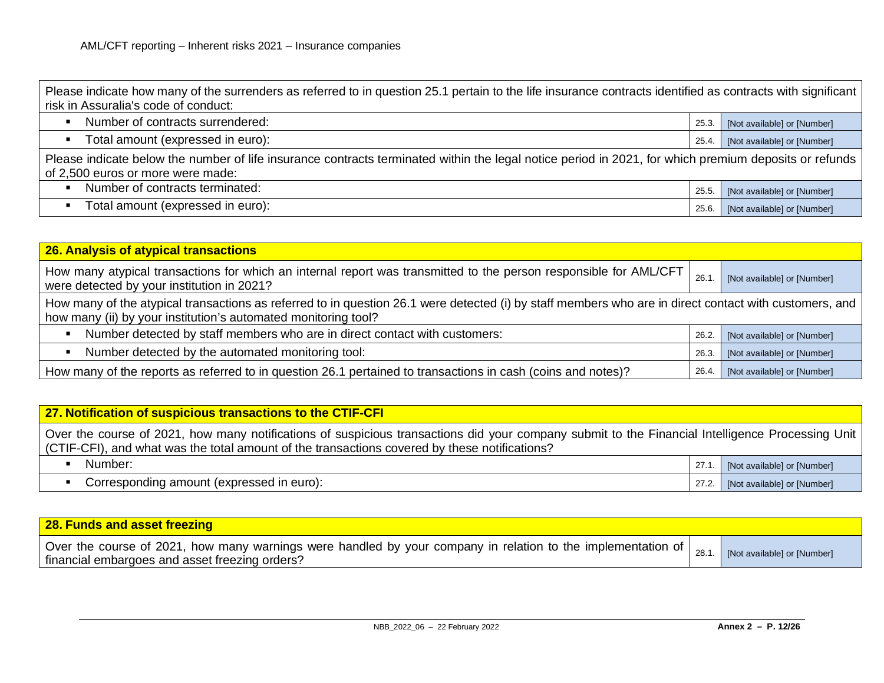| Please indicate how many of the surrenders as referred to in question 25.1 pertain to the life insurance contracts identified as contracts with significant risk in Assuralia's code of conduct: | | |
|---|---|---|
| ▪ Number of contracts surrendered: | 25.3. | [Not available] or [Number] |
| ▪ Total amount (expressed in euro): | 25.4. | [Not available] or [Number] |
| Please indicate below the number of life insurance contracts terminated within the legal notice period in 2021, for which premium deposits or refunds of 2,500 euros or more were made: | | |
| ▪ Number of contracts terminated: | 25.5. | [Not available] or [Number] |
| ▪ Total amount (expressed in euro): | 25.6. | [Not available] or [Number] |

| **26. Analysis of atypical transactions** | | |
|---|---|---|
| How many atypical transactions for which an internal report was transmitted to the person responsible for AML/CFT were detected by your institution in 2021? | 26.1. | [Not available] or [Number] |
| How many of the atypical transactions as referred to in question 26.1 were detected (i) by staff members who are in direct contact with customers, and how many (ii) by your institution's automated monitoring tool? | | |
| ▪ Number detected by staff members who are in direct contact with customers: | 26.2. | [Not available] or [Number] |
| ▪ Number detected by the automated monitoring tool: | 26.3. | [Not available] or [Number] |
| How many of the reports as referred to in question 26.1 pertained to transactions in cash (coins and notes)? | 26.4. | [Not available] or [Number] |

| **27. Notification of suspicious transactions to the CTIF-CFI** | | |
|---|---|---|
| Over the course of 2021, how many notifications of suspicious transactions did your company submit to the Financial Intelligence Processing Unit (CTIF-CFI), and what was the total amount of the transactions covered by these notifications? | | |
| ▪ Number: | 27.1. | [Not available] or [Number] |
| ▪ Corresponding amount (expressed in euro): | 27.2. | [Not available] or [Number] |

| **28. Funds and asset freezing** | | |
|---|---|---|
| Over the course of 2021, how many warnings were handled by your company in relation to the implementation of financial embargoes and asset freezing orders? | 28.1. | [Not available] or [Number] |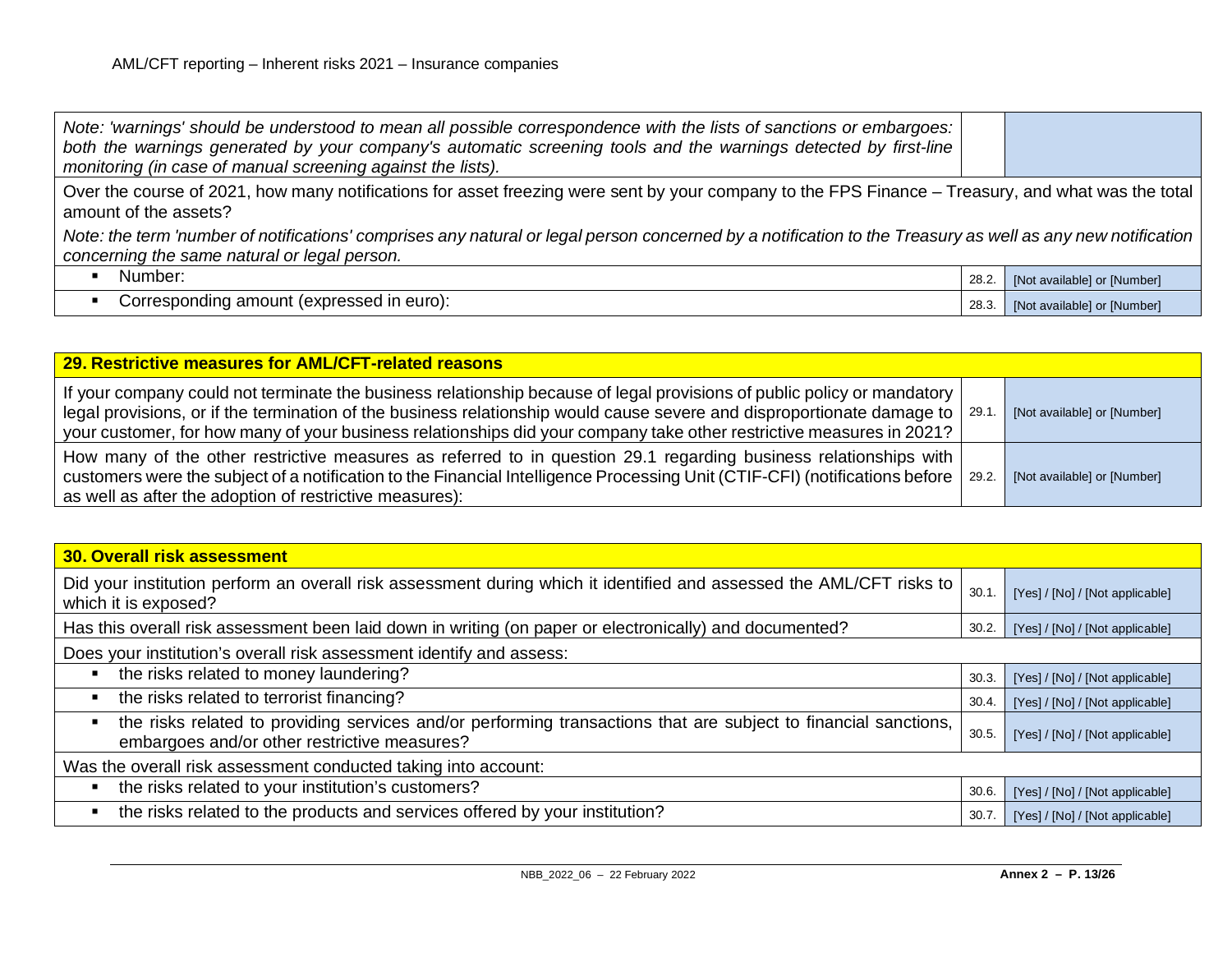| | | |
|---|---|---|
| *Note: 'warnings' should be understood to mean all possible correspondence with the lists of sanctions or embargoes: both the warnings generated by your company's automatic screening tools and the warnings detected by first-line monitoring (in case of manual screening against the lists).* | | |
| Over the course of 2021, how many notifications for asset freezing were sent by your company to the FPS Finance – Treasury, and what was the total amount of the assets?<br>*Note: the term 'number of notifications' comprises any natural or legal person concerned by a notification to the Treasury as well as any new notification concerning the same natural or legal person.* | | |
| ▪ Number: | 28.2. | [Not available] or [Number] |
| ▪ Corresponding amount (expressed in euro): | 28.3. | [Not available] or [Number] |

| **29. Restrictive measures for AML/CFT-related reasons** | | |
|---|---|---|
| If your company could not terminate the business relationship because of legal provisions of public policy or mandatory legal provisions, or if the termination of the business relationship would cause severe and disproportionate damage to your customer, for how many of your business relationships did your company take other restrictive measures in 2021? | 29.1. | [Not available] or [Number] |
| How many of the other restrictive measures as referred to in question 29.1 regarding business relationships with customers were the subject of a notification to the Financial Intelligence Processing Unit (CTIF-CFI) (notifications before as well as after the adoption of restrictive measures): | 29.2. | [Not available] or [Number] |

| **30. Overall risk assessment** | | |
|---|---|---|
| Did your institution perform an overall risk assessment during which it identified and assessed the AML/CFT risks to which it is exposed? | 30.1. | [Yes] / [No] / [Not applicable] |
| Has this overall risk assessment been laid down in writing (on paper or electronically) and documented? | 30.2. | [Yes] / [No] / [Not applicable] |
| Does your institution's overall risk assessment identify and assess: | | |
| ▪ the risks related to money laundering? | 30.3. | [Yes] / [No] / [Not applicable] |
| ▪ the risks related to terrorist financing? | 30.4. | [Yes] / [No] / [Not applicable] |
| ▪ the risks related to providing services and/or performing transactions that are subject to financial sanctions, embargoes and/or other restrictive measures? | 30.5. | [Yes] / [No] / [Not applicable] |
| Was the overall risk assessment conducted taking into account: | | |
| ▪ the risks related to your institution's customers? | 30.6. | [Yes] / [No] / [Not applicable] |
| ▪ the risks related to the products and services offered by your institution? | 30.7. | [Yes] / [No] / [Not applicable] |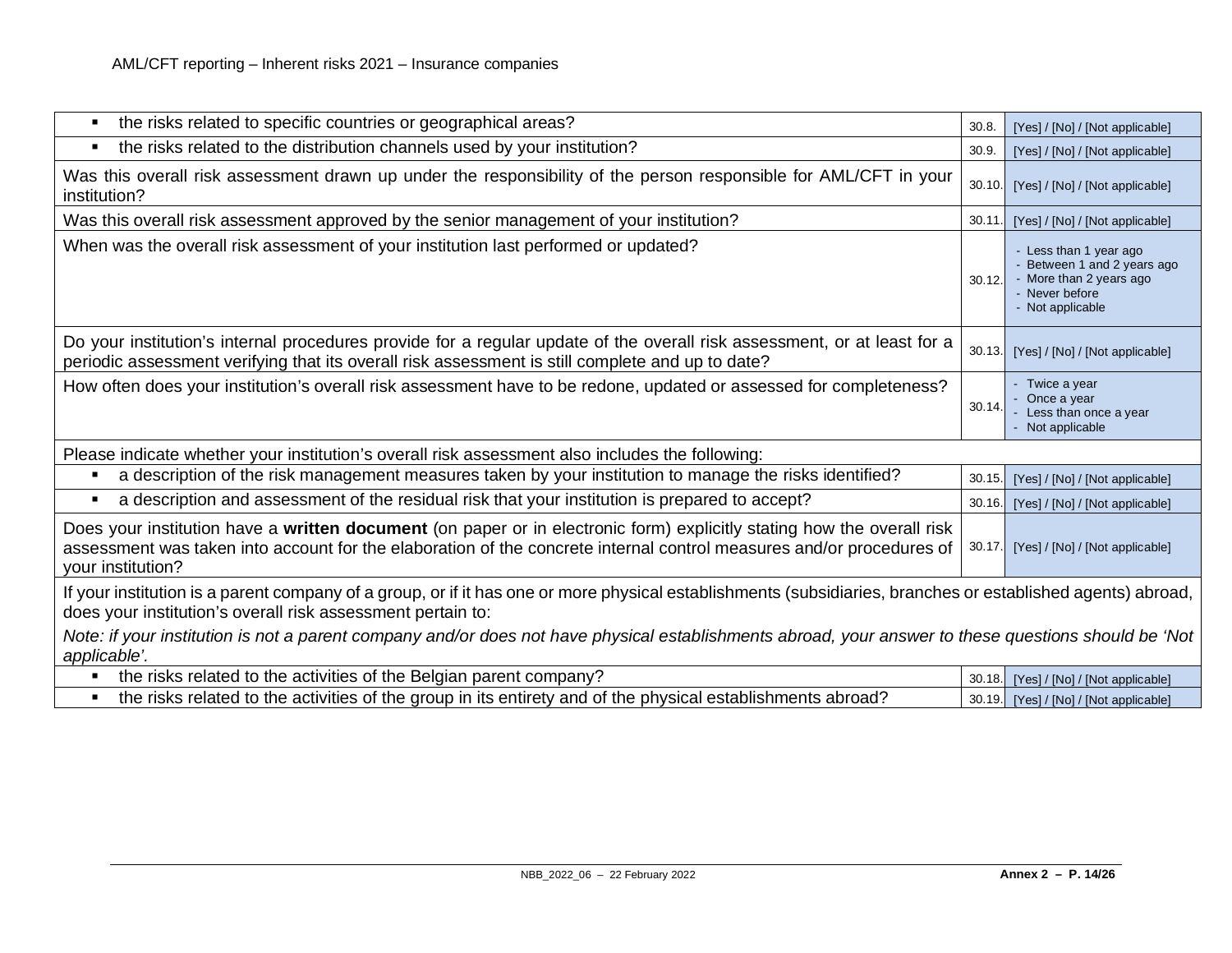| Question | Code | Answer |
|---|---|---|
| ▪ the risks related to specific countries or geographical areas? | 30.8. | [Yes] / [No] / [Not applicable] |
| ▪ the risks related to the distribution channels used by your institution? | 30.9. | [Yes] / [No] / [Not applicable] |
| Was this overall risk assessment drawn up under the responsibility of the person responsible for AML/CFT in your institution? | 30.10. | [Yes] / [No] / [Not applicable] |
| Was this overall risk assessment approved by the senior management of your institution? | 30.11. | [Yes] / [No] / [Not applicable] |
| When was the overall risk assessment of your institution last performed or updated? | 30.12. | - Less than 1 year ago<br>- Between 1 and 2 years ago<br>- More than 2 years ago<br>- Never before<br>- Not applicable |
| Do your institution's internal procedures provide for a regular update of the overall risk assessment, or at least for a periodic assessment verifying that its overall risk assessment is still complete and up to date? | 30.13. | [Yes] / [No] / [Not applicable] |
| How often does your institution's overall risk assessment have to be redone, updated or assessed for completeness? | 30.14. | - Twice a year<br>- Once a year<br>- Less than once a year<br>- Not applicable |
| Please indicate whether your institution's overall risk assessment also includes the following: | | |
| ▪ a description of the risk management measures taken by your institution to manage the risks identified? | 30.15. | [Yes] / [No] / [Not applicable] |
| ▪ a description and assessment of the residual risk that your institution is prepared to accept? | 30.16. | [Yes] / [No] / [Not applicable] |
| Does your institution have a **written document** (on paper or in electronic form) explicitly stating how the overall risk assessment was taken into account for the elaboration of the concrete internal control measures and/or procedures of your institution? | 30.17. | [Yes] / [No] / [Not applicable] |
| If your institution is a parent company of a group, or if it has one or more physical establishments (subsidiaries, branches or established agents) abroad, does your institution's overall risk assessment pertain to:<br><br>*Note: if your institution is not a parent company and/or does not have physical establishments abroad, your answer to these questions should be 'Not applicable'.* | | |
| ▪ the risks related to the activities of the Belgian parent company? | 30.18. | [Yes] / [No] / [Not applicable] |
| ▪ the risks related to the activities of the group in its entirety and of the physical establishments abroad? | 30.19. | [Yes] / [No] / [Not applicable] |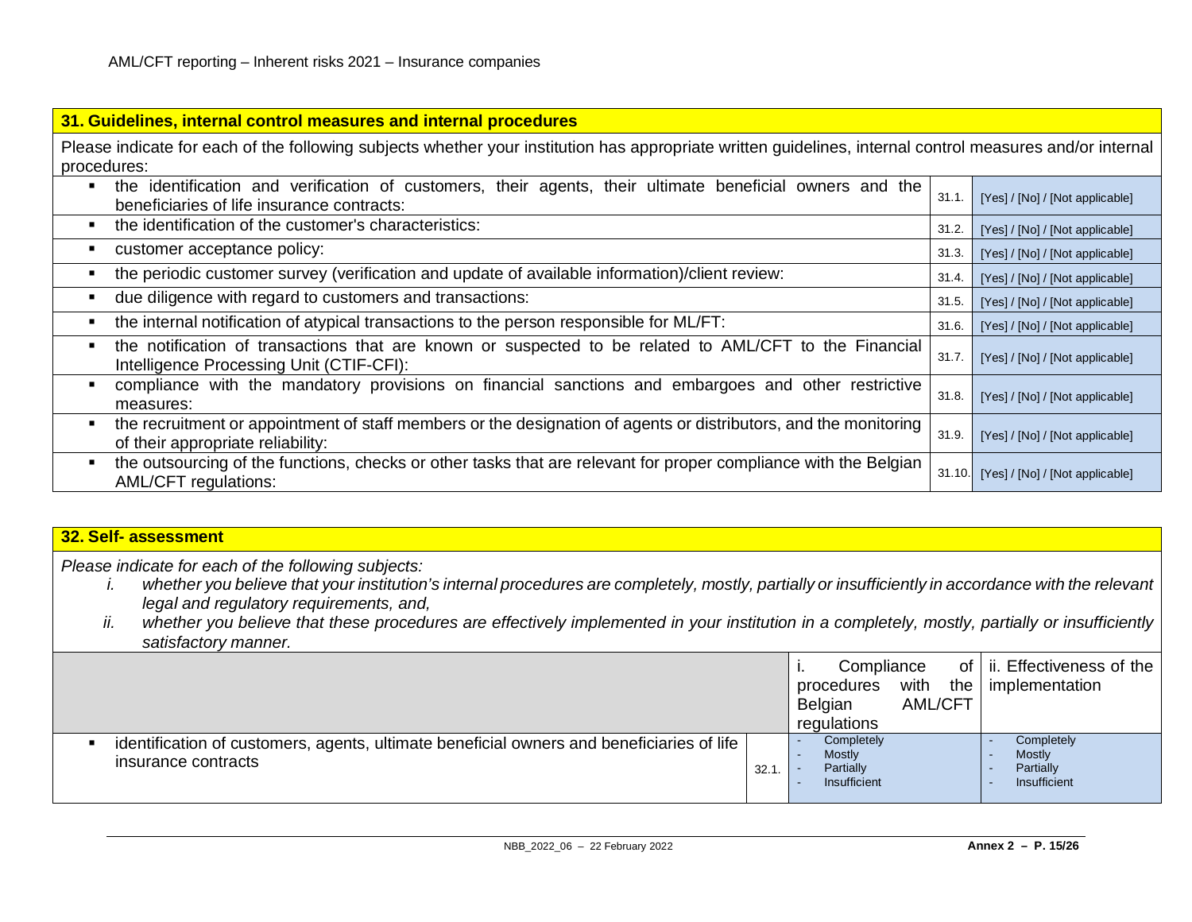## 31. Guidelines, internal control measures and internal procedures

Please indicate for each of the following subjects whether your institution has appropriate written guidelines, internal control measures and/or internal procedures:

| Subject | No. | Answer |
|---|---|---|
| the identification and verification of customers, their agents, their ultimate beneficial owners and the beneficiaries of life insurance contracts: | 31.1. | [Yes] / [No] / [Not applicable] |
| the identification of the customer's characteristics: | 31.2. | [Yes] / [No] / [Not applicable] |
| customer acceptance policy: | 31.3. | [Yes] / [No] / [Not applicable] |
| the periodic customer survey (verification and update of available information)/client review: | 31.4. | [Yes] / [No] / [Not applicable] |
| due diligence with regard to customers and transactions: | 31.5. | [Yes] / [No] / [Not applicable] |
| the internal notification of atypical transactions to the person responsible for ML/FT: | 31.6. | [Yes] / [No] / [Not applicable] |
| the notification of transactions that are known or suspected to be related to AML/CFT to the Financial Intelligence Processing Unit (CTIF-CFI): | 31.7. | [Yes] / [No] / [Not applicable] |
| compliance with the mandatory provisions on financial sanctions and embargoes and other restrictive measures: | 31.8. | [Yes] / [No] / [Not applicable] |
| the recruitment or appointment of staff members or the designation of agents or distributors, and the monitoring of their appropriate reliability: | 31.9. | [Yes] / [No] / [Not applicable] |
| the outsourcing of the functions, checks or other tasks that are relevant for proper compliance with the Belgian AML/CFT regulations: | 31.10. | [Yes] / [No] / [Not applicable] |

## 32. Self- assessment

*Please indicate for each of the following subjects:*

*i. whether you believe that your institution's internal procedures are completely, mostly, partially or insufficiently in accordance with the relevant legal and regulatory requirements, and,*

*ii. whether you believe that these procedures are effectively implemented in your institution in a completely, mostly, partially or insufficiently satisfactory manner.*

| | | i. Compliance of procedures with the Belgian AML/CFT regulations | ii. Effectiveness of the implementation |
|---|---|---|---|
| identification of customers, agents, ultimate beneficial owners and beneficiaries of life insurance contracts | 32.1. | - Completely<br>- Mostly<br>- Partially<br>- Insufficient | - Completely<br>- Mostly<br>- Partially<br>- Insufficient |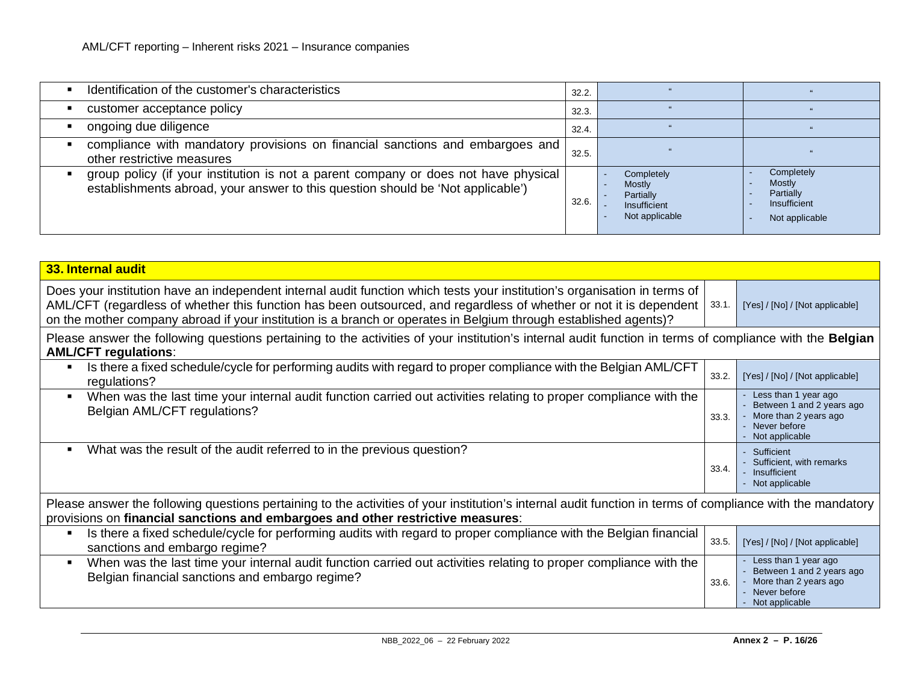| | | | |
|---|---|---|---|
| ▪ Identification of the customer's characteristics | 32.2. | " | " |
| ▪ customer acceptance policy | 32.3. | " | " |
| ▪ ongoing due diligence | 32.4. | " | " |
| ▪ compliance with mandatory provisions on financial sanctions and embargoes and other restrictive measures | 32.5. | " | " |
| ▪ group policy (if your institution is not a parent company or does not have physical establishments abroad, your answer to this question should be 'Not applicable') | 32.6. | - Completely<br>- Mostly<br>- Partially<br>- Insufficient<br>- Not applicable | - Completely<br>- Mostly<br>- Partially<br>- Insufficient<br>- Not applicable |

| **33. Internal audit** | | |
|---|---|---|
| Does your institution have an independent internal audit function which tests your institution's organisation in terms of AML/CFT (regardless of whether this function has been outsourced, and regardless of whether or not it is dependent on the mother company abroad if your institution is a branch or operates in Belgium through established agents)? | 33.1. | [Yes] / [No] / [Not applicable] |
| Please answer the following questions pertaining to the activities of your institution's internal audit function in terms of compliance with the **Belgian AML/CFT regulations**: | | |
| ▪ Is there a fixed schedule/cycle for performing audits with regard to proper compliance with the Belgian AML/CFT regulations? | 33.2. | [Yes] / [No] / [Not applicable] |
| ▪ When was the last time your internal audit function carried out activities relating to proper compliance with the Belgian AML/CFT regulations? | 33.3. | - Less than 1 year ago<br>- Between 1 and 2 years ago<br>- More than 2 years ago<br>- Never before<br>- Not applicable |
| ▪ What was the result of the audit referred to in the previous question? | 33.4. | - Sufficient<br>- Sufficient, with remarks<br>- Insufficient<br>- Not applicable |
| Please answer the following questions pertaining to the activities of your institution's internal audit function in terms of compliance with the mandatory provisions on **financial sanctions and embargoes and other restrictive measures**: | | |
| ▪ Is there a fixed schedule/cycle for performing audits with regard to proper compliance with the Belgian financial sanctions and embargo regime? | 33.5. | [Yes] / [No] / [Not applicable] |
| ▪ When was the last time your internal audit function carried out activities relating to proper compliance with the Belgian financial sanctions and embargo regime? | 33.6. | - Less than 1 year ago<br>- Between 1 and 2 years ago<br>- More than 2 years ago<br>- Never before<br>- Not applicable |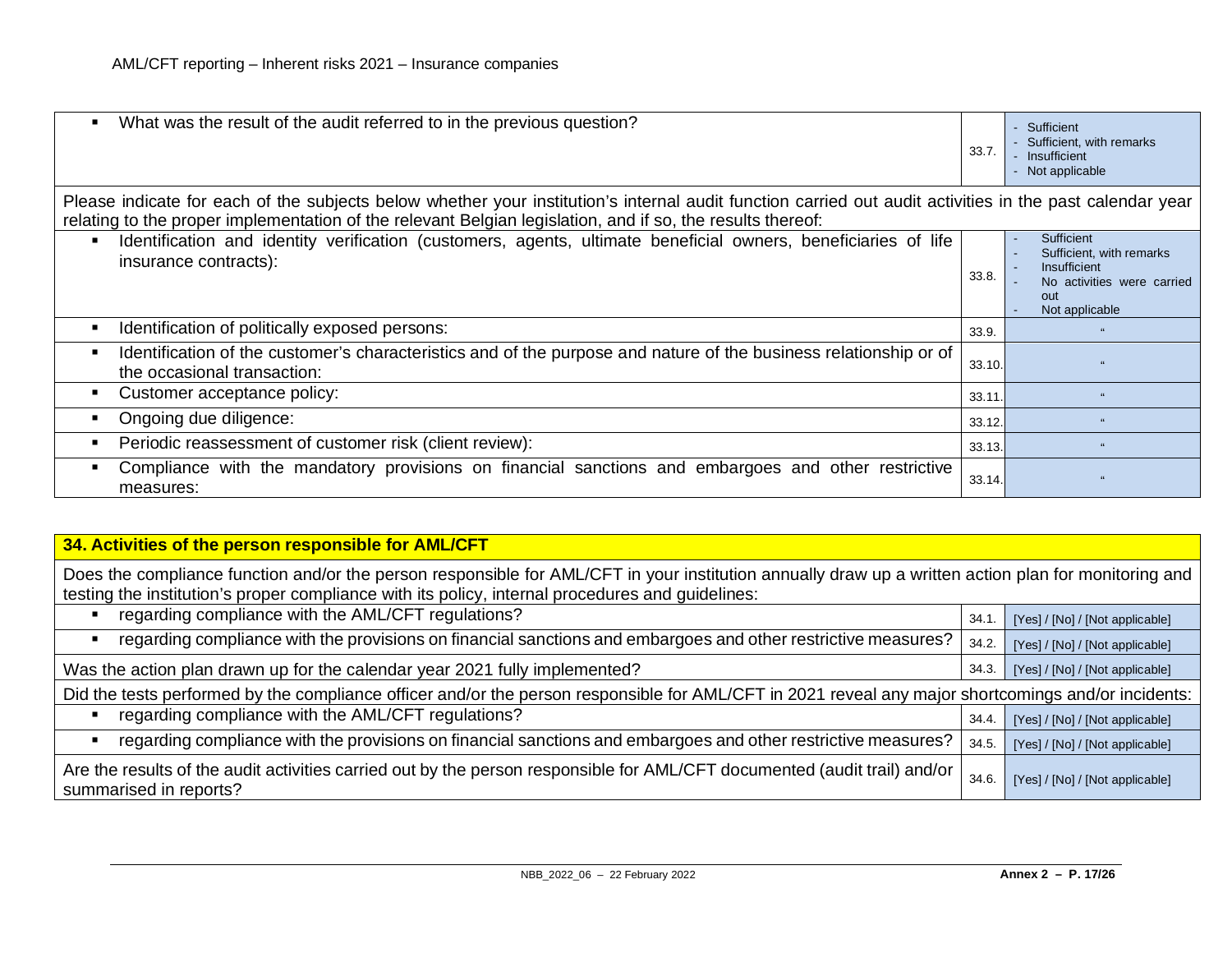| | | |
|---|---|---|
| ▪ What was the result of the audit referred to in the previous question? | 33.7. | - Sufficient<br>- Sufficient, with remarks<br>- Insufficient<br>- Not applicable |
| Please indicate for each of the subjects below whether your institution's internal audit function carried out audit activities in the past calendar year relating to the proper implementation of the relevant Belgian legislation, and if so, the results thereof: | | |
| ▪ Identification and identity verification (customers, agents, ultimate beneficial owners, beneficiaries of life insurance contracts): | 33.8. | - Sufficient<br>- Sufficient, with remarks<br>- Insufficient<br>- No activities were carried out<br>- Not applicable |
| ▪ Identification of politically exposed persons: | 33.9. | " |
| ▪ Identification of the customer's characteristics and of the purpose and nature of the business relationship or of the occasional transaction: | 33.10. | " |
| ▪ Customer acceptance policy: | 33.11. | " |
| ▪ Ongoing due diligence: | 33.12. | " |
| ▪ Periodic reassessment of customer risk (client review): | 33.13. | " |
| ▪ Compliance with the mandatory provisions on financial sanctions and embargoes and other restrictive measures: | 33.14. | " |

| **34. Activities of the person responsible for AML/CFT** | | |
|---|---|---|
| Does the compliance function and/or the person responsible for AML/CFT in your institution annually draw up a written action plan for monitoring and testing the institution's proper compliance with its policy, internal procedures and guidelines: | | |
| ▪ regarding compliance with the AML/CFT regulations? | 34.1. | [Yes] / [No] / [Not applicable] |
| ▪ regarding compliance with the provisions on financial sanctions and embargoes and other restrictive measures? | 34.2. | [Yes] / [No] / [Not applicable] |
| Was the action plan drawn up for the calendar year 2021 fully implemented? | 34.3. | [Yes] / [No] / [Not applicable] |
| Did the tests performed by the compliance officer and/or the person responsible for AML/CFT in 2021 reveal any major shortcomings and/or incidents: | | |
| ▪ regarding compliance with the AML/CFT regulations? | 34.4. | [Yes] / [No] / [Not applicable] |
| ▪ regarding compliance with the provisions on financial sanctions and embargoes and other restrictive measures? | 34.5. | [Yes] / [No] / [Not applicable] |
| Are the results of the audit activities carried out by the person responsible for AML/CFT documented (audit trail) and/or summarised in reports? | 34.6. | [Yes] / [No] / [Not applicable] |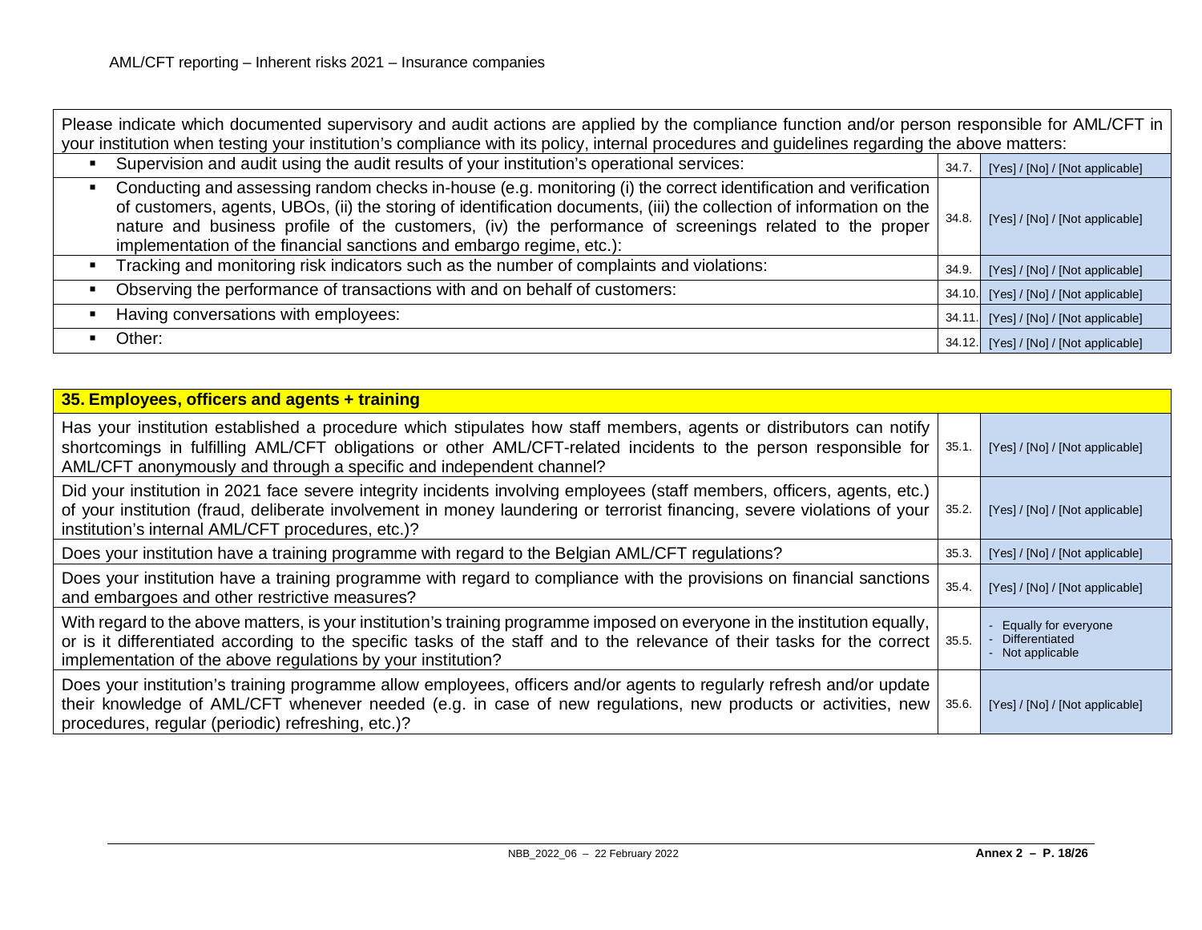| Please indicate which documented supervisory and audit actions are applied by the compliance function and/or person responsible for AML/CFT in your institution when testing your institution's compliance with its policy, internal procedures and guidelines regarding the above matters: | | |
|---|---|---|
| ▪ Supervision and audit using the audit results of your institution's operational services: | 34.7. | [Yes] / [No] / [Not applicable] |
| ▪ Conducting and assessing random checks in-house (e.g. monitoring (i) the correct identification and verification of customers, agents, UBOs, (ii) the storing of identification documents, (iii) the collection of information on the nature and business profile of the customers, (iv) the performance of screenings related to the proper implementation of the financial sanctions and embargo regime, etc.): | 34.8. | [Yes] / [No] / [Not applicable] |
| ▪ Tracking and monitoring risk indicators such as the number of complaints and violations: | 34.9. | [Yes] / [No] / [Not applicable] |
| ▪ Observing the performance of transactions with and on behalf of customers: | 34.10. | [Yes] / [No] / [Not applicable] |
| ▪ Having conversations with employees: | 34.11. | [Yes] / [No] / [Not applicable] |
| ▪ Other: | 34.12. | [Yes] / [No] / [Not applicable] |

| **35. Employees, officers and agents + training** | | |
|---|---|---|
| Has your institution established a procedure which stipulates how staff members, agents or distributors can notify shortcomings in fulfilling AML/CFT obligations or other AML/CFT-related incidents to the person responsible for AML/CFT anonymously and through a specific and independent channel? | 35.1. | [Yes] / [No] / [Not applicable] |
| Did your institution in 2021 face severe integrity incidents involving employees (staff members, officers, agents, etc.) of your institution (fraud, deliberate involvement in money laundering or terrorist financing, severe violations of your institution's internal AML/CFT procedures, etc.)? | 35.2. | [Yes] / [No] / [Not applicable] |
| Does your institution have a training programme with regard to the Belgian AML/CFT regulations? | 35.3. | [Yes] / [No] / [Not applicable] |
| Does your institution have a training programme with regard to compliance with the provisions on financial sanctions and embargoes and other restrictive measures? | 35.4. | [Yes] / [No] / [Not applicable] |
| With regard to the above matters, is your institution's training programme imposed on everyone in the institution equally, or is it differentiated according to the specific tasks of the staff and to the relevance of their tasks for the correct implementation of the above regulations by your institution? | 35.5. | - Equally for everyone<br>- Differentiated<br>- Not applicable |
| Does your institution's training programme allow employees, officers and/or agents to regularly refresh and/or update their knowledge of AML/CFT whenever needed (e.g. in case of new regulations, new products or activities, new procedures, regular (periodic) refreshing, etc.)? | 35.6. | [Yes] / [No] / [Not applicable] |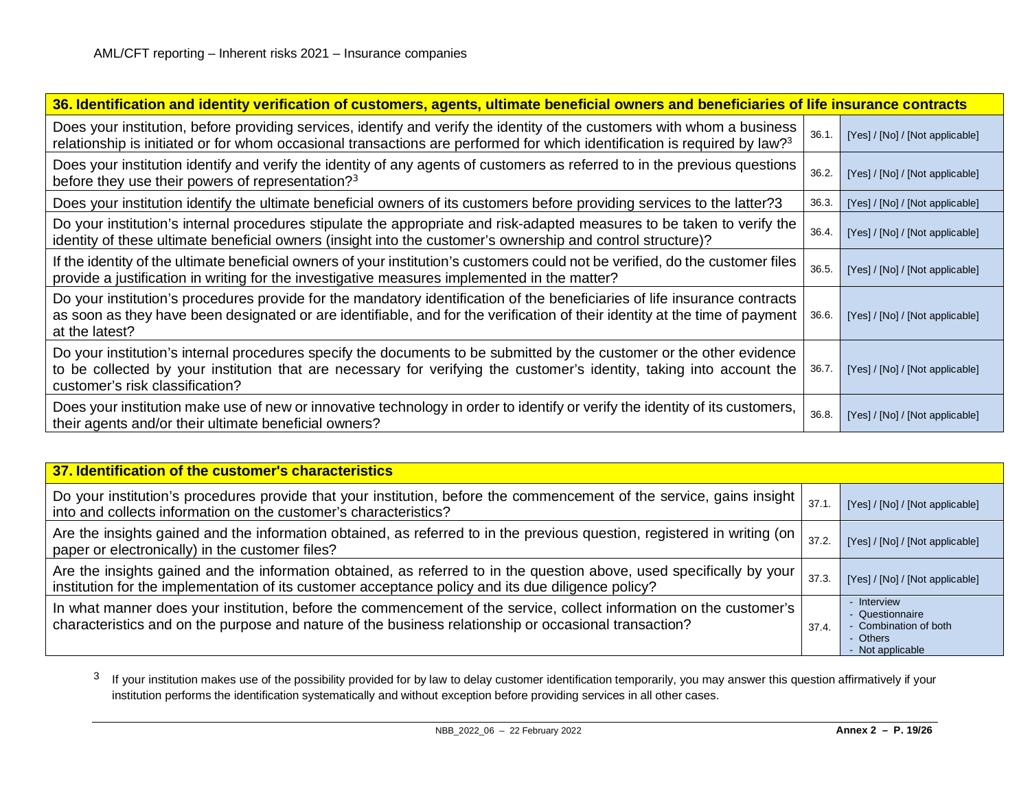| 36. Identification and identity verification of customers, agents, ultimate beneficial owners and beneficiaries of life insurance contracts | | |
|---|---|---|
| Does your institution, before providing services, identify and verify the identity of the customers with whom a business relationship is initiated or for whom occasional transactions are performed for which identification is required by law?[3] | 36.1. | [Yes] / [No] / [Not applicable] |
| Does your institution identify and verify the identity of any agents of customers as referred to in the previous questions before they use their powers of representation?[3] | 36.2. | [Yes] / [No] / [Not applicable] |
| Does your institution identify the ultimate beneficial owners of its customers before providing services to the latter?3 | 36.3. | [Yes] / [No] / [Not applicable] |
| Do your institution's internal procedures stipulate the appropriate and risk-adapted measures to be taken to verify the identity of these ultimate beneficial owners (insight into the customer's ownership and control structure)? | 36.4. | [Yes] / [No] / [Not applicable] |
| If the identity of the ultimate beneficial owners of your institution's customers could not be verified, do the customer files provide a justification in writing for the investigative measures implemented in the matter? | 36.5. | [Yes] / [No] / [Not applicable] |
| Do your institution's procedures provide for the mandatory identification of the beneficiaries of life insurance contracts as soon as they have been designated or are identifiable, and for the verification of their identity at the time of payment at the latest? | 36.6. | [Yes] / [No] / [Not applicable] |
| Do your institution's internal procedures specify the documents to be submitted by the customer or the other evidence to be collected by your institution that are necessary for verifying the customer's identity, taking into account the customer's risk classification? | 36.7. | [Yes] / [No] / [Not applicable] |
| Does your institution make use of new or innovative technology in order to identify or verify the identity of its customers, their agents and/or their ultimate beneficial owners? | 36.8. | [Yes] / [No] / [Not applicable] |

| 37. Identification of the customer's characteristics | | |
|---|---|---|
| Do your institution's procedures provide that your institution, before the commencement of the service, gains insight into and collects information on the customer's characteristics? | 37.1. | [Yes] / [No] / [Not applicable] |
| Are the insights gained and the information obtained, as referred to in the previous question, registered in writing (on paper or electronically) in the customer files? | 37.2. | [Yes] / [No] / [Not applicable] |
| Are the insights gained and the information obtained, as referred to in the question above, used specifically by your institution for the implementation of its customer acceptance policy and its due diligence policy? | 37.3. | [Yes] / [No] / [Not applicable] |
| In what manner does your institution, before the commencement of the service, collect information on the customer's characteristics and on the purpose and nature of the business relationship or occasional transaction? | 37.4. | - Interview<br>- Questionnaire<br>- Combination of both<br>- Others<br>- Not applicable |

[3] If your institution makes use of the possibility provided for by law to delay customer identification temporarily, you may answer this question affirmatively if your institution performs the identification systematically and without exception before providing services in all other cases.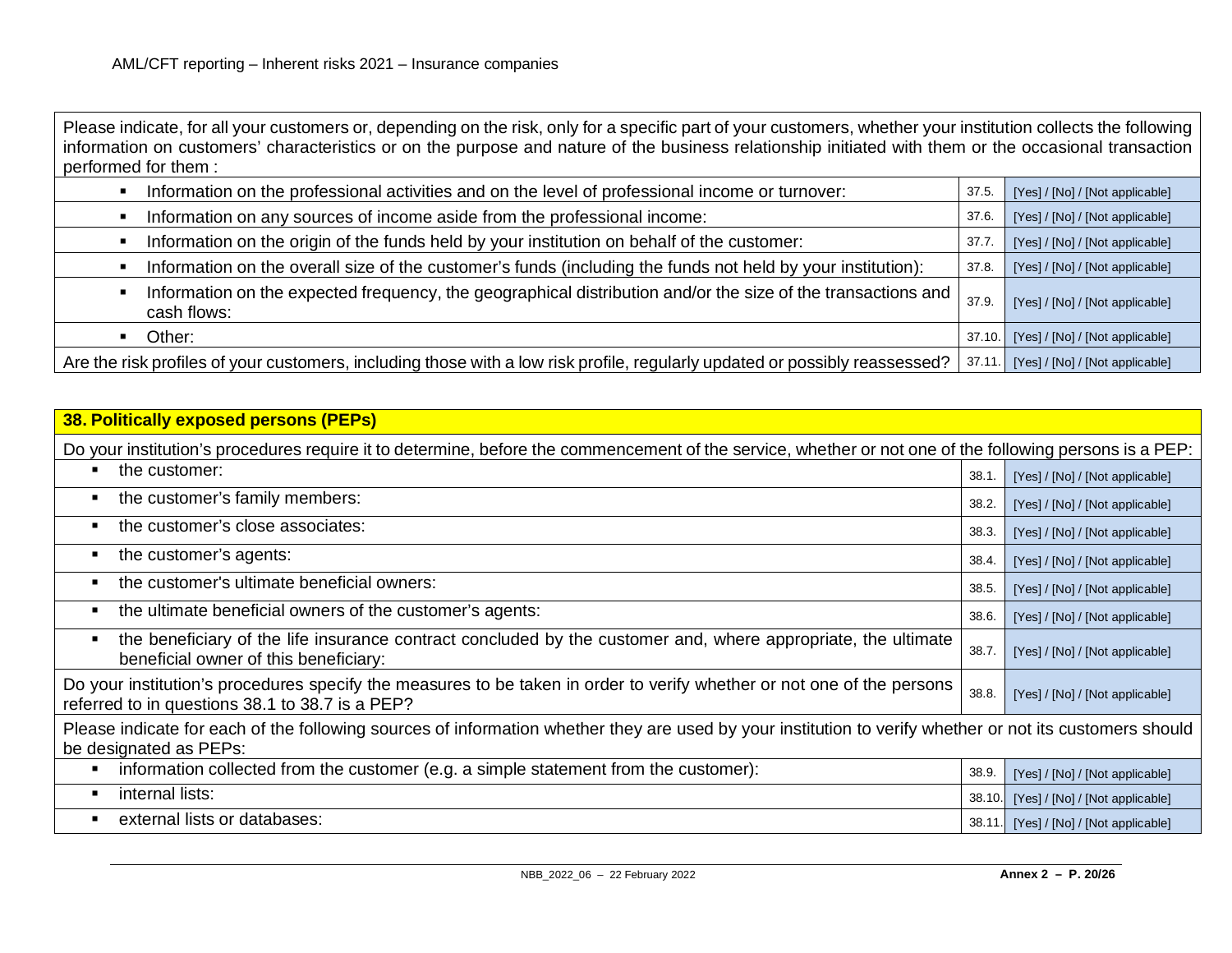| Please indicate, for all your customers or, depending on the risk, only for a specific part of your customers, whether your institution collects the following information on customers' characteristics or on the purpose and nature of the business relationship initiated with them or the occasional transaction performed for them : | | |
|---|---|---|
| ▪ Information on the professional activities and on the level of professional income or turnover: | 37.5. | [Yes] / [No] / [Not applicable] |
| ▪ Information on any sources of income aside from the professional income: | 37.6. | [Yes] / [No] / [Not applicable] |
| ▪ Information on the origin of the funds held by your institution on behalf of the customer: | 37.7. | [Yes] / [No] / [Not applicable] |
| ▪ Information on the overall size of the customer's funds (including the funds not held by your institution): | 37.8. | [Yes] / [No] / [Not applicable] |
| ▪ Information on the expected frequency, the geographical distribution and/or the size of the transactions and cash flows: | 37.9. | [Yes] / [No] / [Not applicable] |
| ▪ Other: | 37.10. | [Yes] / [No] / [Not applicable] |
| Are the risk profiles of your customers, including those with a low risk profile, regularly updated or possibly reassessed? | 37.11. | [Yes] / [No] / [Not applicable] |

| **38. Politically exposed persons (PEPs)** | | |
|---|---|---|
| Do your institution's procedures require it to determine, before the commencement of the service, whether or not one of the following persons is a PEP: | | |
| ▪ the customer: | 38.1. | [Yes] / [No] / [Not applicable] |
| ▪ the customer's family members: | 38.2. | [Yes] / [No] / [Not applicable] |
| ▪ the customer's close associates: | 38.3. | [Yes] / [No] / [Not applicable] |
| ▪ the customer's agents: | 38.4. | [Yes] / [No] / [Not applicable] |
| ▪ the customer's ultimate beneficial owners: | 38.5. | [Yes] / [No] / [Not applicable] |
| ▪ the ultimate beneficial owners of the customer's agents: | 38.6. | [Yes] / [No] / [Not applicable] |
| ▪ the beneficiary of the life insurance contract concluded by the customer and, where appropriate, the ultimate beneficial owner of this beneficiary: | 38.7. | [Yes] / [No] / [Not applicable] |
| Do your institution's procedures specify the measures to be taken in order to verify whether or not one of the persons referred to in questions 38.1 to 38.7 is a PEP? | 38.8. | [Yes] / [No] / [Not applicable] |
| Please indicate for each of the following sources of information whether they are used by your institution to verify whether or not its customers should be designated as PEPs: | | |
| ▪ information collected from the customer (e.g. a simple statement from the customer): | 38.9. | [Yes] / [No] / [Not applicable] |
| ▪ internal lists: | 38.10. | [Yes] / [No] / [Not applicable] |
| ▪ external lists or databases: | 38.11. | [Yes] / [No] / [Not applicable] |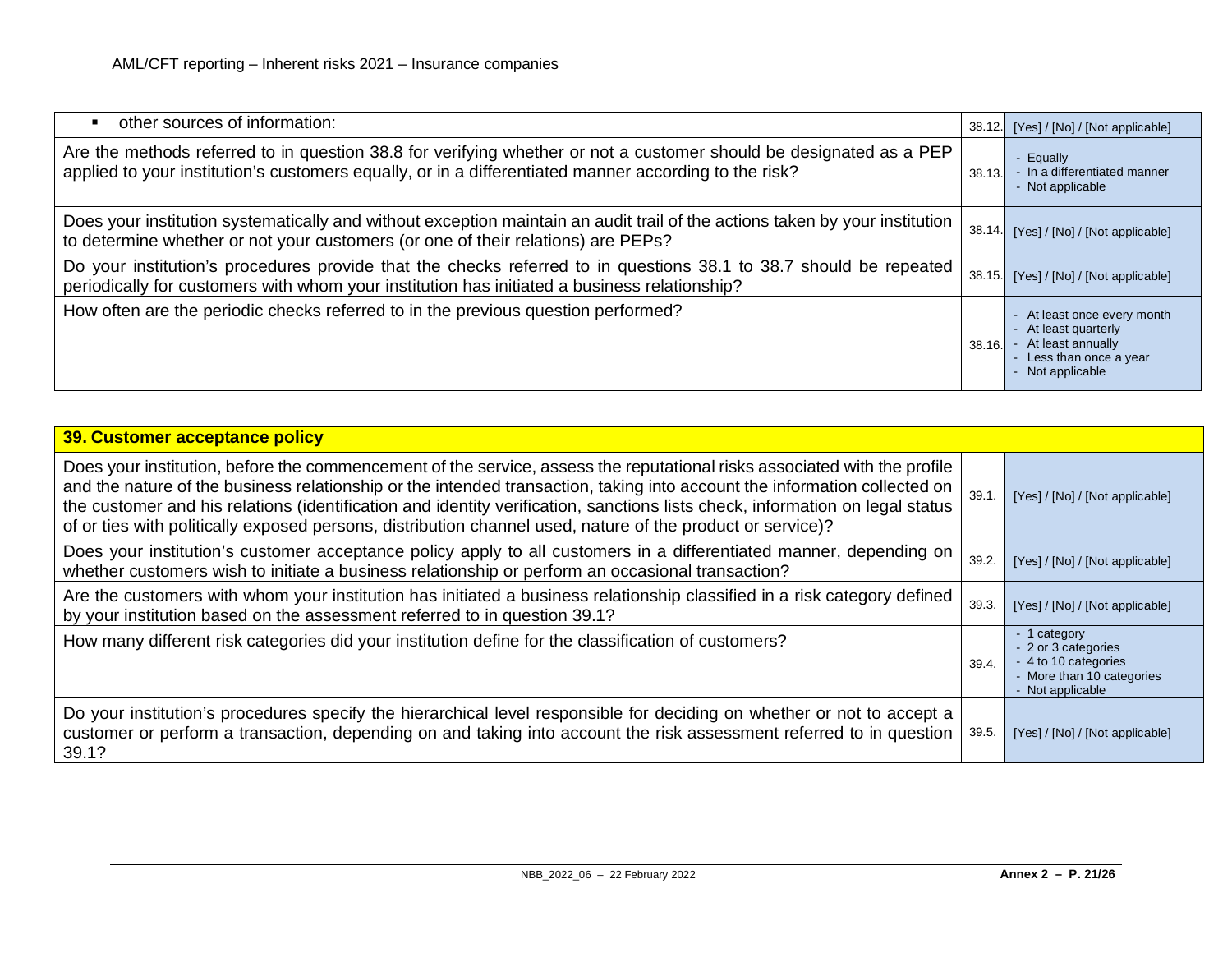| | | |
|---|---|---|
| ▪ other sources of information: | 38.12. | [Yes] / [No] / [Not applicable] |
| Are the methods referred to in question 38.8 for verifying whether or not a customer should be designated as a PEP applied to your institution's customers equally, or in a differentiated manner according to the risk? | 38.13. | - Equally<br>- In a differentiated manner<br>- Not applicable |
| Does your institution systematically and without exception maintain an audit trail of the actions taken by your institution to determine whether or not your customers (or one of their relations) are PEPs? | 38.14. | [Yes] / [No] / [Not applicable] |
| Do your institution's procedures provide that the checks referred to in questions 38.1 to 38.7 should be repeated periodically for customers with whom your institution has initiated a business relationship? | 38.15. | [Yes] / [No] / [Not applicable] |
| How often are the periodic checks referred to in the previous question performed? | 38.16. | - At least once every month<br>- At least quarterly<br>- At least annually<br>- Less than once a year<br>- Not applicable |

| **39. Customer acceptance policy** | | |
|---|---|---|
| Does your institution, before the commencement of the service, assess the reputational risks associated with the profile and the nature of the business relationship or the intended transaction, taking into account the information collected on the customer and his relations (identification and identity verification, sanctions lists check, information on legal status of or ties with politically exposed persons, distribution channel used, nature of the product or service)? | 39.1. | [Yes] / [No] / [Not applicable] |
| Does your institution's customer acceptance policy apply to all customers in a differentiated manner, depending on whether customers wish to initiate a business relationship or perform an occasional transaction? | 39.2. | [Yes] / [No] / [Not applicable] |
| Are the customers with whom your institution has initiated a business relationship classified in a risk category defined by your institution based on the assessment referred to in question 39.1? | 39.3. | [Yes] / [No] / [Not applicable] |
| How many different risk categories did your institution define for the classification of customers? | 39.4. | - 1 category<br>- 2 or 3 categories<br>- 4 to 10 categories<br>- More than 10 categories<br>- Not applicable |
| Do your institution's procedures specify the hierarchical level responsible for deciding on whether or not to accept a customer or perform a transaction, depending on and taking into account the risk assessment referred to in question 39.1? | 39.5. | [Yes] / [No] / [Not applicable] |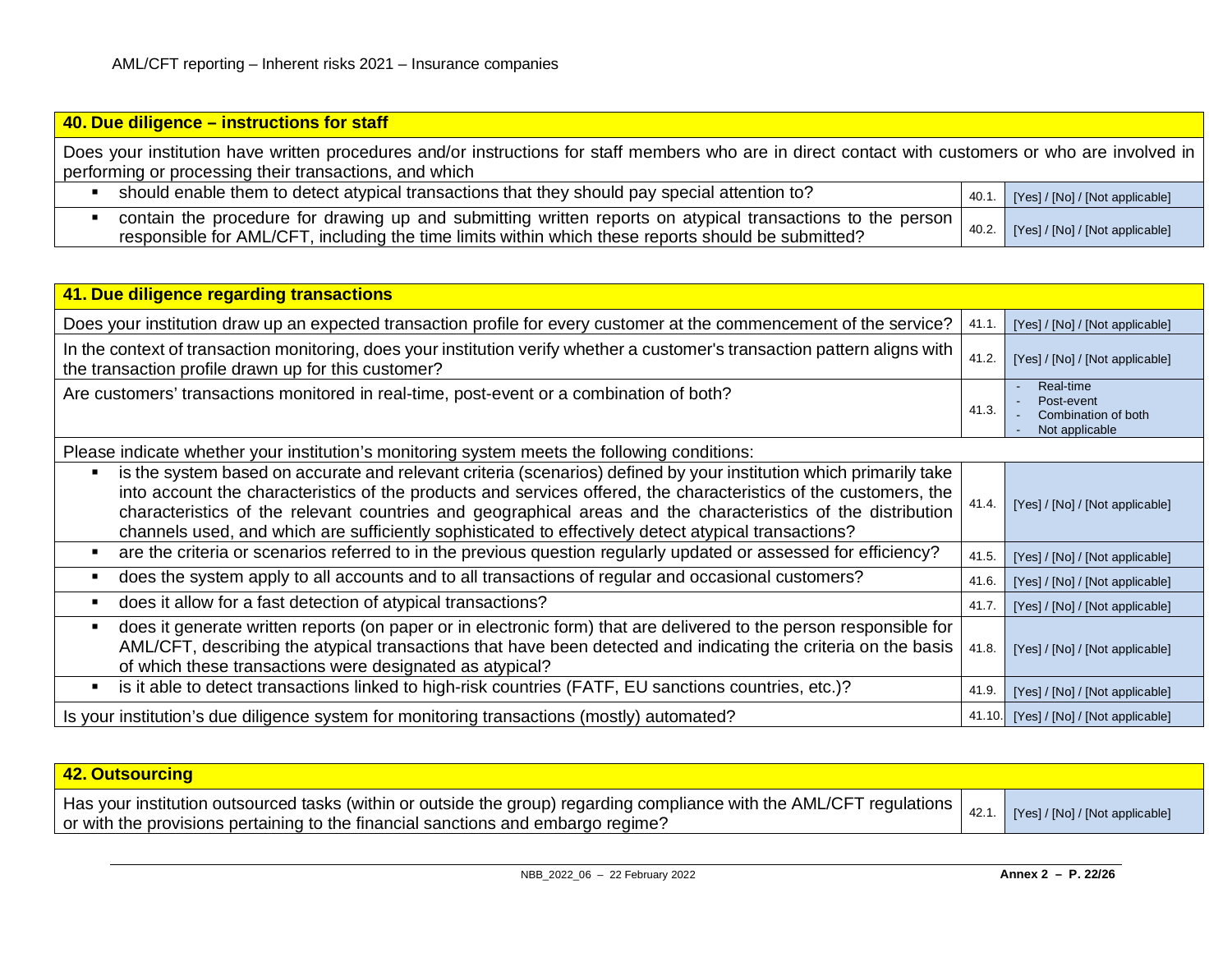| 40. Due diligence – instructions for staff | | |
|---|---|---|
| Does your institution have written procedures and/or instructions for staff members who are in direct contact with customers or who are involved in performing or processing their transactions, and which | | |
| ▪ should enable them to detect atypical transactions that they should pay special attention to? | 40.1. | [Yes] / [No] / [Not applicable] |
| ▪ contain the procedure for drawing up and submitting written reports on atypical transactions to the person responsible for AML/CFT, including the time limits within which these reports should be submitted? | 40.2. | [Yes] / [No] / [Not applicable] |

| 41. Due diligence regarding transactions | | |
|---|---|---|
| Does your institution draw up an expected transaction profile for every customer at the commencement of the service? | 41.1. | [Yes] / [No] / [Not applicable] |
| In the context of transaction monitoring, does your institution verify whether a customer's transaction pattern aligns with the transaction profile drawn up for this customer? | 41.2. | [Yes] / [No] / [Not applicable] |
| Are customers' transactions monitored in real-time, post-event or a combination of both? | 41.3. | - Real-time<br>- Post-event<br>- Combination of both<br>- Not applicable |
| Please indicate whether your institution's monitoring system meets the following conditions: | | |
| ▪ is the system based on accurate and relevant criteria (scenarios) defined by your institution which primarily take into account the characteristics of the products and services offered, the characteristics of the customers, the characteristics of the relevant countries and geographical areas and the characteristics of the distribution channels used, and which are sufficiently sophisticated to effectively detect atypical transactions? | 41.4. | [Yes] / [No] / [Not applicable] |
| ▪ are the criteria or scenarios referred to in the previous question regularly updated or assessed for efficiency? | 41.5. | [Yes] / [No] / [Not applicable] |
| ▪ does the system apply to all accounts and to all transactions of regular and occasional customers? | 41.6. | [Yes] / [No] / [Not applicable] |
| ▪ does it allow for a fast detection of atypical transactions? | 41.7. | [Yes] / [No] / [Not applicable] |
| ▪ does it generate written reports (on paper or in electronic form) that are delivered to the person responsible for AML/CFT, describing the atypical transactions that have been detected and indicating the criteria on the basis of which these transactions were designated as atypical? | 41.8. | [Yes] / [No] / [Not applicable] |
| ▪ is it able to detect transactions linked to high-risk countries (FATF, EU sanctions countries, etc.)? | 41.9. | [Yes] / [No] / [Not applicable] |
| Is your institution's due diligence system for monitoring transactions (mostly) automated? | 41.10. | [Yes] / [No] / [Not applicable] |

| 42. Outsourcing | | |
|---|---|---|
| Has your institution outsourced tasks (within or outside the group) regarding compliance with the AML/CFT regulations or with the provisions pertaining to the financial sanctions and embargo regime? | 42.1. | [Yes] / [No] / [Not applicable] |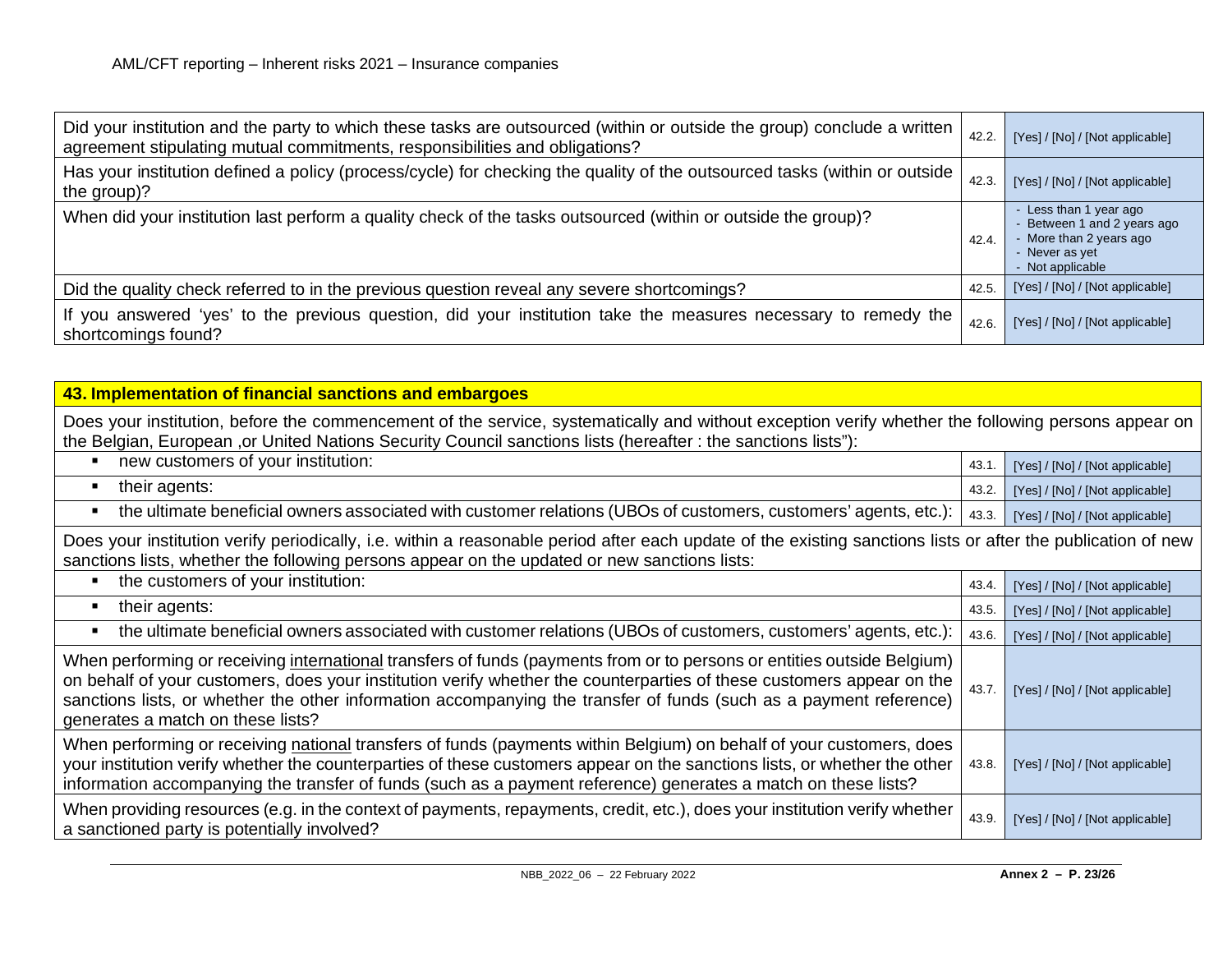| | | |
|---|---|---|
| Did your institution and the party to which these tasks are outsourced (within or outside the group) conclude a written agreement stipulating mutual commitments, responsibilities and obligations? | 42.2. | [Yes] / [No] / [Not applicable] |
| Has your institution defined a policy (process/cycle) for checking the quality of the outsourced tasks (within or outside the group)? | 42.3. | [Yes] / [No] / [Not applicable] |
| When did your institution last perform a quality check of the tasks outsourced (within or outside the group)? | 42.4. | - Less than 1 year ago<br>- Between 1 and 2 years ago<br>- More than 2 years ago<br>- Never as yet<br>- Not applicable |
| Did the quality check referred to in the previous question reveal any severe shortcomings? | 42.5. | [Yes] / [No] / [Not applicable] |
| If you answered 'yes' to the previous question, did your institution take the measures necessary to remedy the shortcomings found? | 42.6. | [Yes] / [No] / [Not applicable] |

| **43. Implementation of financial sanctions and embargoes** | | |
|---|---|---|
| Does your institution, before the commencement of the service, systematically and without exception verify whether the following persons appear on the Belgian, European ,or United Nations Security Council sanctions lists (hereafter : the sanctions lists"): | | |
| ▪ new customers of your institution: | 43.1. | [Yes] / [No] / [Not applicable] |
| ▪ their agents: | 43.2. | [Yes] / [No] / [Not applicable] |
| ▪ the ultimate beneficial owners associated with customer relations (UBOs of customers, customers' agents, etc.): | 43.3. | [Yes] / [No] / [Not applicable] |
| Does your institution verify periodically, i.e. within a reasonable period after each update of the existing sanctions lists or after the publication of new sanctions lists, whether the following persons appear on the updated or new sanctions lists: | | |
| ▪ the customers of your institution: | 43.4. | [Yes] / [No] / [Not applicable] |
| ▪ their agents: | 43.5. | [Yes] / [No] / [Not applicable] |
| ▪ the ultimate beneficial owners associated with customer relations (UBOs of customers, customers' agents, etc.): | 43.6. | [Yes] / [No] / [Not applicable] |
| When performing or receiving international transfers of funds (payments from or to persons or entities outside Belgium) on behalf of your customers, does your institution verify whether the counterparties of these customers appear on the sanctions lists, or whether the other information accompanying the transfer of funds (such as a payment reference) generates a match on these lists? | 43.7. | [Yes] / [No] / [Not applicable] |
| When performing or receiving national transfers of funds (payments within Belgium) on behalf of your customers, does your institution verify whether the counterparties of these customers appear on the sanctions lists, or whether the other information accompanying the transfer of funds (such as a payment reference) generates a match on these lists? | 43.8. | [Yes] / [No] / [Not applicable] |
| When providing resources (e.g. in the context of payments, repayments, credit, etc.), does your institution verify whether a sanctioned party is potentially involved? | 43.9. | [Yes] / [No] / [Not applicable] |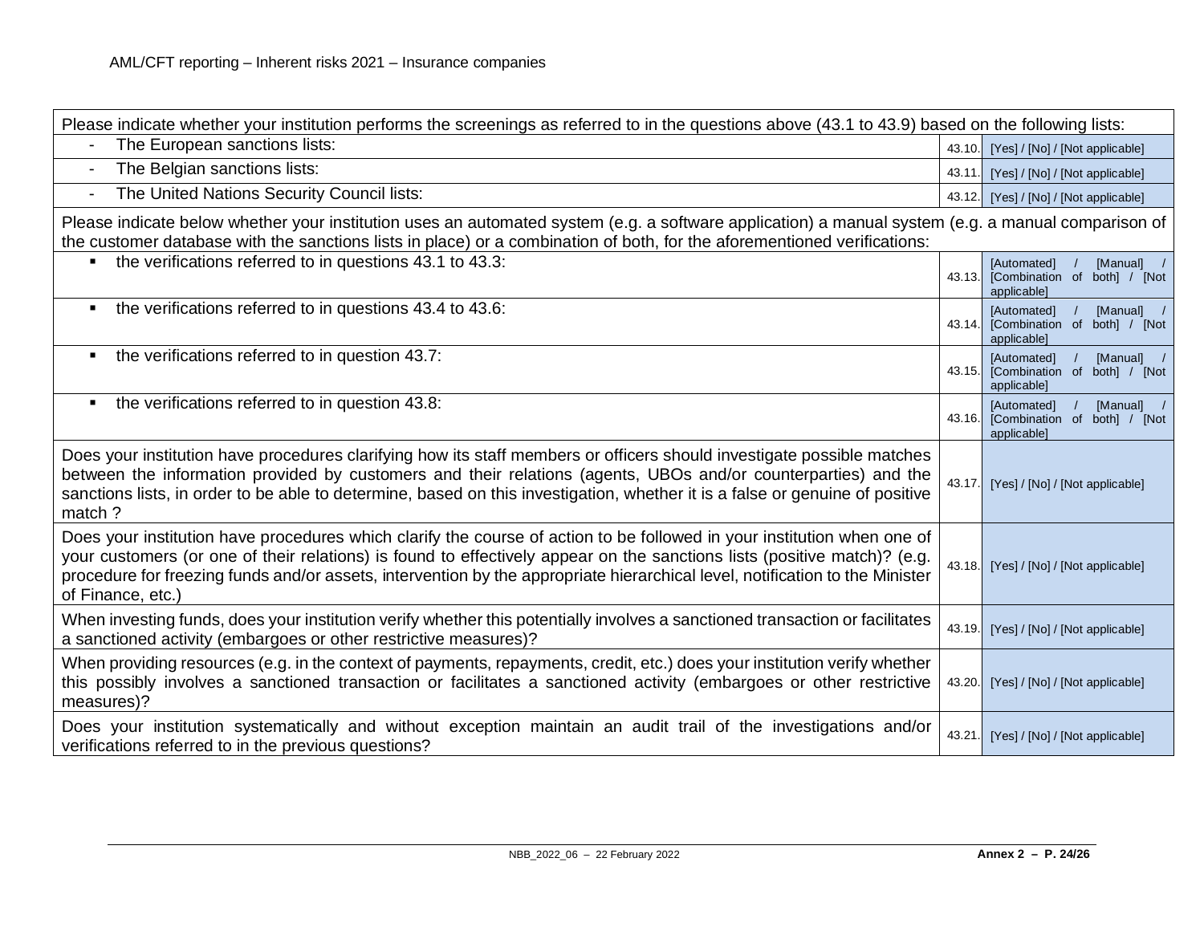| Question | No. | Answer |
| --- | --- | --- |
| Please indicate whether your institution performs the screenings as referred to in the questions above (43.1 to 43.9) based on the following lists: | | |
| - The European sanctions lists: | 43.10. | [Yes] / [No] / [Not applicable] |
| - The Belgian sanctions lists: | 43.11. | [Yes] / [No] / [Not applicable] |
| - The United Nations Security Council lists: | 43.12. | [Yes] / [No] / [Not applicable] |
| Please indicate below whether your institution uses an automated system (e.g. a software application) a manual system (e.g. a manual comparison of the customer database with the sanctions lists in place) or a combination of both, for the aforementioned verifications: | | |
| ▪ the verifications referred to in questions 43.1 to 43.3: | 43.13. | [Automated] / [Manual] / [Combination of both] / [Not applicable] |
| ▪ the verifications referred to in questions 43.4 to 43.6: | 43.14. | [Automated] / [Manual] / [Combination of both] / [Not applicable] |
| ▪ the verifications referred to in question 43.7: | 43.15. | [Automated] / [Manual] / [Combination of both] / [Not applicable] |
| ▪ the verifications referred to in question 43.8: | 43.16. | [Automated] / [Manual] / [Combination of both] / [Not applicable] |
| Does your institution have procedures clarifying how its staff members or officers should investigate possible matches between the information provided by customers and their relations (agents, UBOs and/or counterparties) and the sanctions lists, in order to be able to determine, based on this investigation, whether it is a false or genuine of positive match ? | 43.17. | [Yes] / [No] / [Not applicable] |
| Does your institution have procedures which clarify the course of action to be followed in your institution when one of your customers (or one of their relations) is found to effectively appear on the sanctions lists (positive match)? (e.g. procedure for freezing funds and/or assets, intervention by the appropriate hierarchical level, notification to the Minister of Finance, etc.) | 43.18. | [Yes] / [No] / [Not applicable] |
| When investing funds, does your institution verify whether this potentially involves a sanctioned transaction or facilitates a sanctioned activity (embargoes or other restrictive measures)? | 43.19. | [Yes] / [No] / [Not applicable] |
| When providing resources (e.g. in the context of payments, repayments, credit, etc.) does your institution verify whether this possibly involves a sanctioned transaction or facilitates a sanctioned activity (embargoes or other restrictive measures)? | 43.20. | [Yes] / [No] / [Not applicable] |
| Does your institution systematically and without exception maintain an audit trail of the investigations and/or verifications referred to in the previous questions? | 43.21. | [Yes] / [No] / [Not applicable] |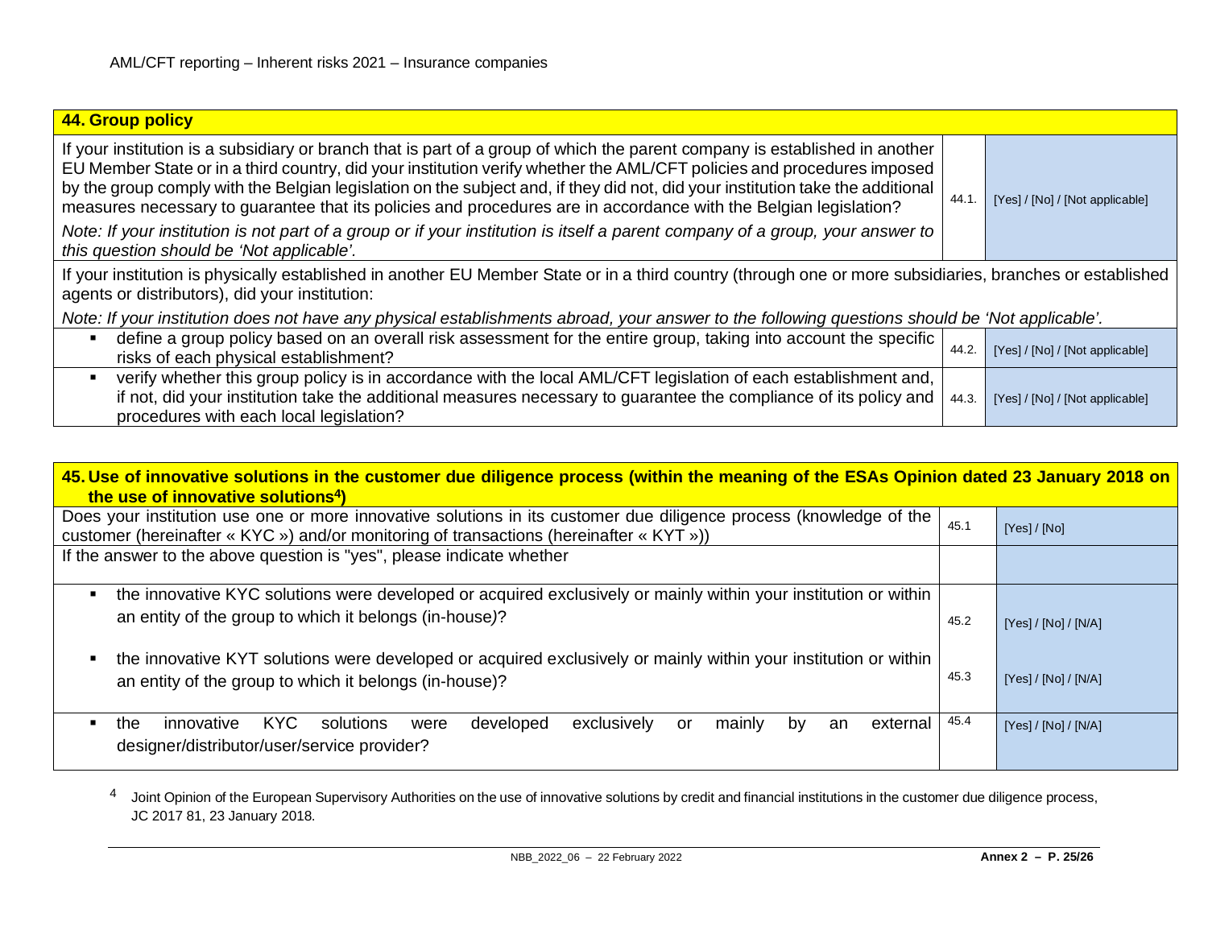| **44. Group policy** | | |
|---|---|---|
| If your institution is a subsidiary or branch that is part of a group of which the parent company is established in another EU Member State or in a third country, did your institution verify whether the AML/CFT policies and procedures imposed by the group comply with the Belgian legislation on the subject and, if they did not, did your institution take the additional measures necessary to guarantee that its policies and procedures are in accordance with the Belgian legislation?<br>*Note: If your institution is not part of a group or if your institution is itself a parent company of a group, your answer to this question should be 'Not applicable'.* | 44.1. | [Yes] / [No] / [Not applicable] |
| If your institution is physically established in another EU Member State or in a third country (through one or more subsidiaries, branches or established agents or distributors), did your institution:<br>*Note: If your institution does not have any physical establishments abroad, your answer to the following questions should be 'Not applicable'.* | | |
| ▪ define a group policy based on an overall risk assessment for the entire group, taking into account the specific risks of each physical establishment? | 44.2. | [Yes] / [No] / [Not applicable] |
| ▪ verify whether this group policy is in accordance with the local AML/CFT legislation of each establishment and, if not, did your institution take the additional measures necessary to guarantee the compliance of its policy and procedures with each local legislation? | 44.3. | [Yes] / [No] / [Not applicable] |

| **45. Use of innovative solutions in the customer due diligence process (within the meaning of the ESAs Opinion dated 23 January 2018 on the use of innovative solutions[4])** | | |
|---|---|---|
| Does your institution use one or more innovative solutions in its customer due diligence process (knowledge of the customer (hereinafter « KYC ») and/or monitoring of transactions (hereinafter « KYT »)) | 45.1 | [Yes] / [No] |
| If the answer to the above question is "yes", please indicate whether | | |
| ▪ the innovative KYC solutions were developed or acquired exclusively or mainly within your institution or within an entity of the group to which it belongs (in-house)? | 45.2 | [Yes] / [No] / [N/A] |
| ▪ the innovative KYT solutions were developed or acquired exclusively or mainly within your institution or within an entity of the group to which it belongs (in-house)? | 45.3 | [Yes] / [No] / [N/A] |
| ▪ the innovative KYC solutions were developed exclusively or mainly by an external designer/distributor/user/service provider? | 45.4 | [Yes] / [No] / [N/A] |

[4] Joint Opinion of the European Supervisory Authorities on the use of innovative solutions by credit and financial institutions in the customer due diligence process, JC 2017 81, 23 January 2018.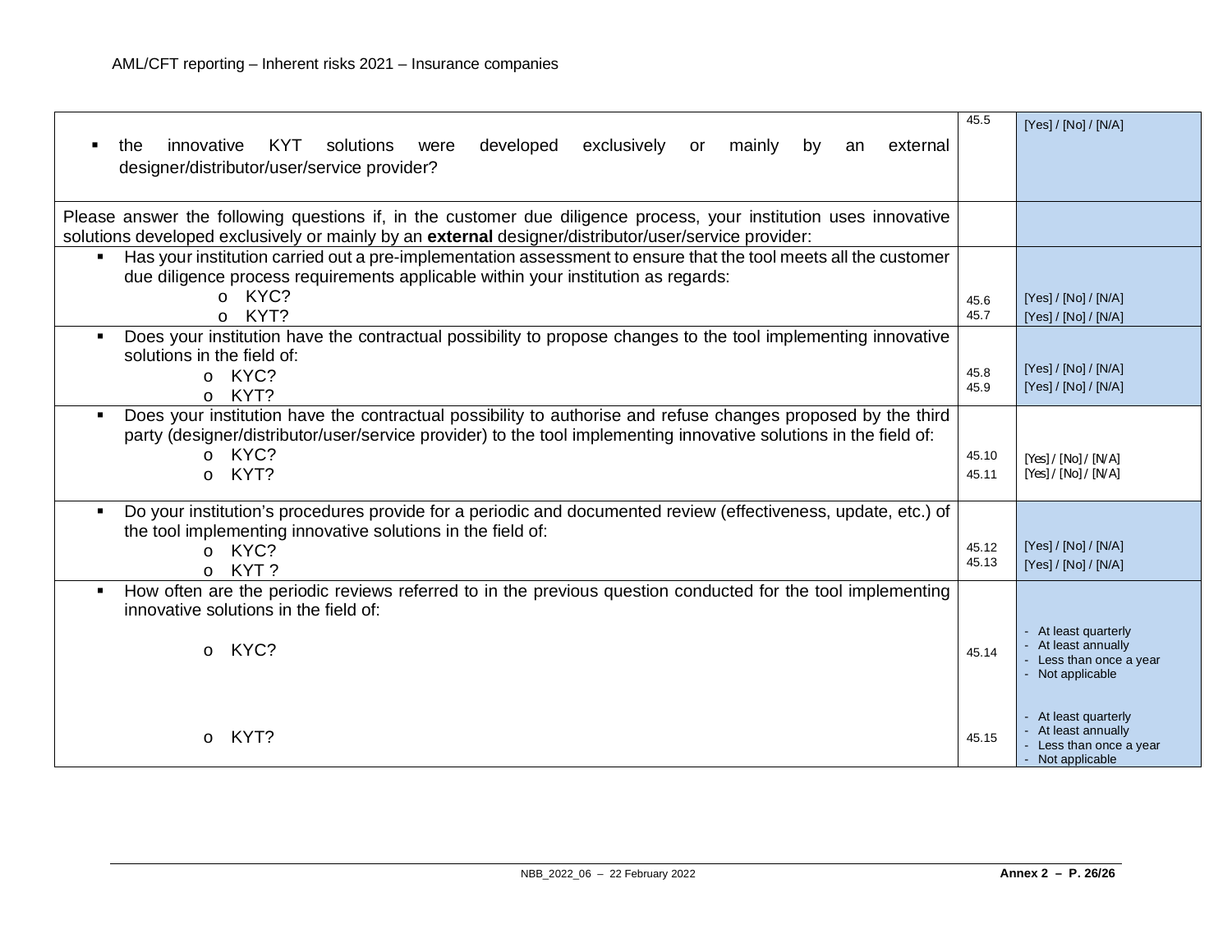| | | |
|---|---|---|
| ▪ the innovative KYT solutions were developed exclusively or mainly by an external designer/distributor/user/service provider? | 45.5 | [Yes] / [No] / [N/A] |
| Please answer the following questions if, in the customer due diligence process, your institution uses innovative solutions developed exclusively or mainly by an **external** designer/distributor/user/service provider: | | |
| ▪ Has your institution carried out a pre-implementation assessment to ensure that the tool meets all the customer due diligence process requirements applicable within your institution as regards:<br>o KYC?<br>o KYT? | 45.6<br>45.7 | [Yes] / [No] / [N/A]<br>[Yes] / [No] / [N/A] |
| ▪ Does your institution have the contractual possibility to propose changes to the tool implementing innovative solutions in the field of:<br>o KYC?<br>o KYT? | 45.8<br>45.9 | [Yes] / [No] / [N/A]<br>[Yes] / [No] / [N/A] |
| ▪ Does your institution have the contractual possibility to authorise and refuse changes proposed by the third party (designer/distributor/user/service provider) to the tool implementing innovative solutions in the field of:<br>o KYC?<br>o KYT? | 45.10<br>45.11 | [Yes] / [No] / [N/A]<br>[Yes] / [No] / [N/A] |
| ▪ Do your institution's procedures provide for a periodic and documented review (effectiveness, update, etc.) of the tool implementing innovative solutions in the field of:<br>o KYC?<br>o KYT ? | 45.12<br>45.13 | [Yes] / [No] / [N/A]<br>[Yes] / [No] / [N/A] |
| ▪ How often are the periodic reviews referred to in the previous question conducted for the tool implementing innovative solutions in the field of:<br>o KYC? | 45.14 | - At least quarterly<br>- At least annually<br>- Less than once a year<br>- Not applicable |
| o KYT? | 45.15 | - At least quarterly<br>- At least annually<br>- Less than once a year<br>- Not applicable |